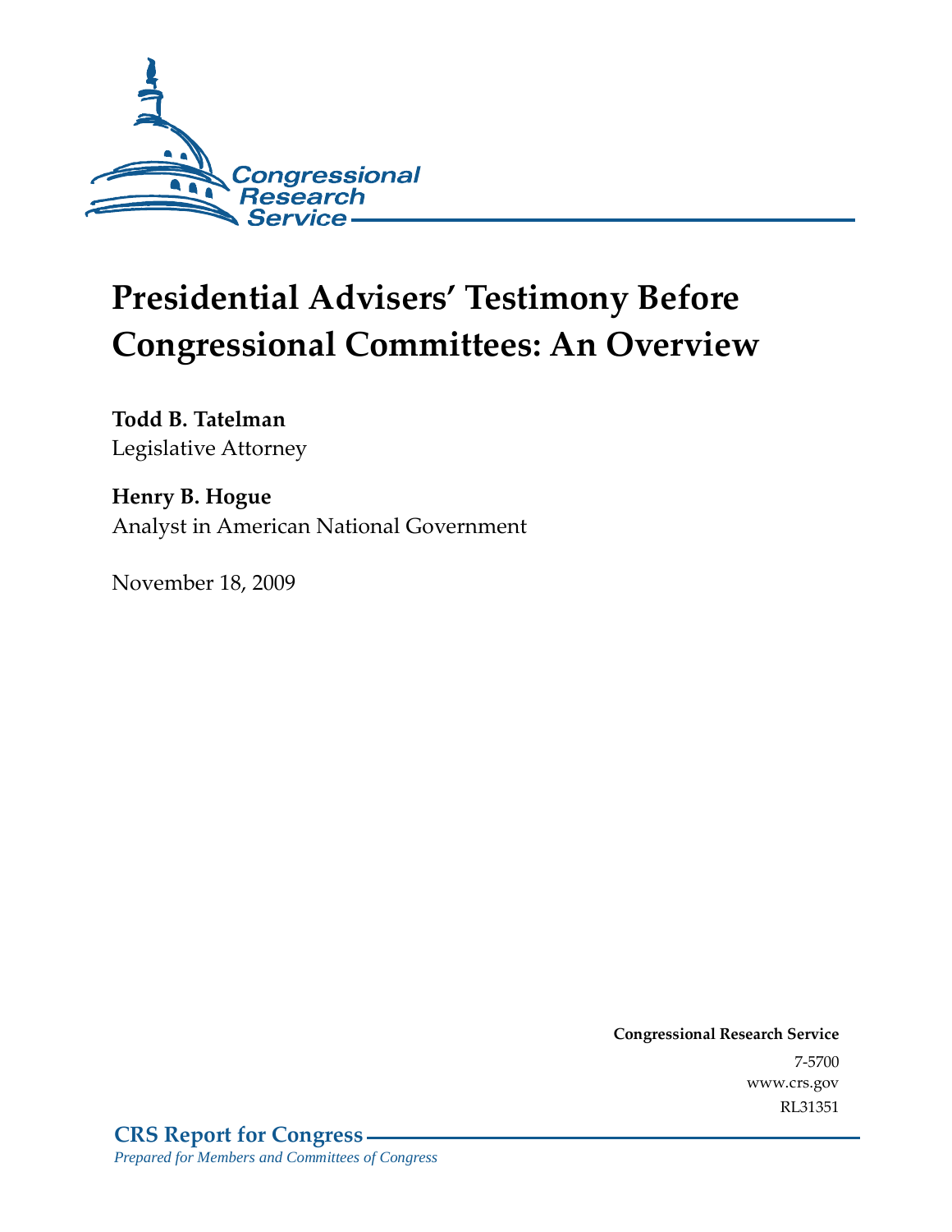Congressional Research Service

# Presidential Advisers' Testimony Before Congressional Committees: An Overview

**Todd B. Tatelman**
Legislative Attorney

**Henry B. Hogue**
Analyst in American National Government

November 18, 2009

**Congressional Research Service**
7-5700
www.crs.gov
RL31351

**CRS Report for Congress**
*Prepared for Members and Committees of Congress*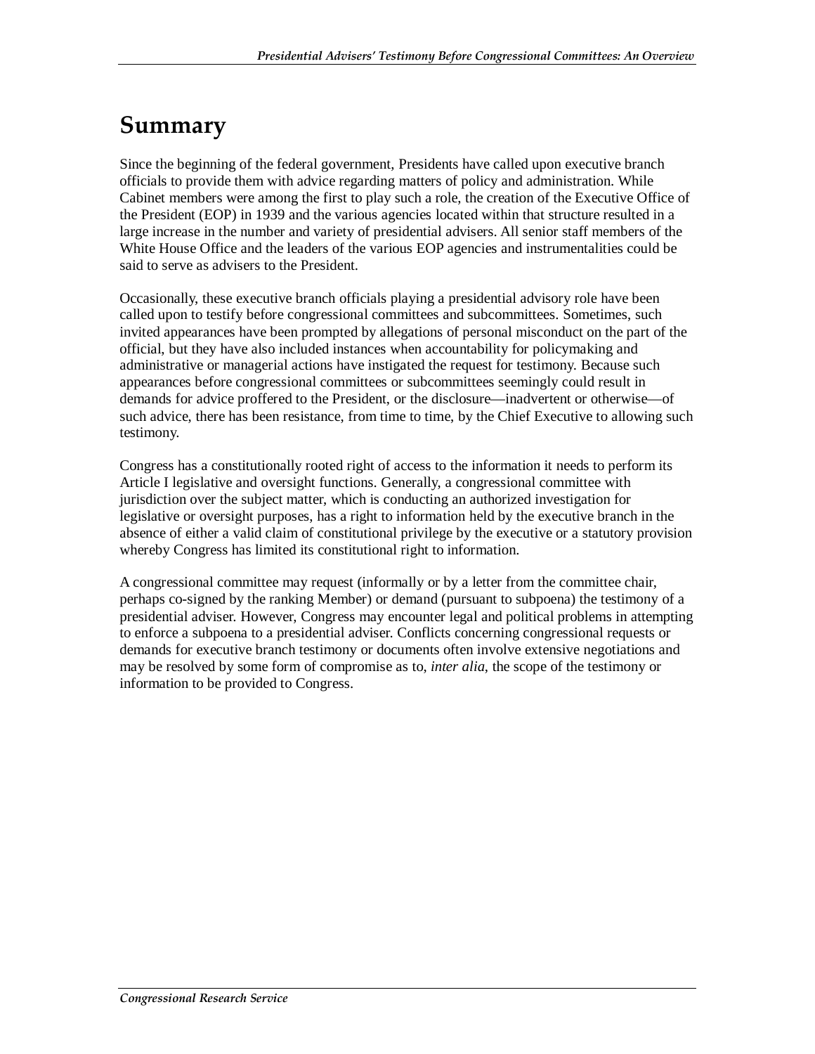# Summary

Since the beginning of the federal government, Presidents have called upon executive branch officials to provide them with advice regarding matters of policy and administration. While Cabinet members were among the first to play such a role, the creation of the Executive Office of the President (EOP) in 1939 and the various agencies located within that structure resulted in a large increase in the number and variety of presidential advisers. All senior staff members of the White House Office and the leaders of the various EOP agencies and instrumentalities could be said to serve as advisers to the President.

Occasionally, these executive branch officials playing a presidential advisory role have been called upon to testify before congressional committees and subcommittees. Sometimes, such invited appearances have been prompted by allegations of personal misconduct on the part of the official, but they have also included instances when accountability for policymaking and administrative or managerial actions have instigated the request for testimony. Because such appearances before congressional committees or subcommittees seemingly could result in demands for advice proffered to the President, or the disclosure—inadvertent or otherwise—of such advice, there has been resistance, from time to time, by the Chief Executive to allowing such testimony.

Congress has a constitutionally rooted right of access to the information it needs to perform its Article I legislative and oversight functions. Generally, a congressional committee with jurisdiction over the subject matter, which is conducting an authorized investigation for legislative or oversight purposes, has a right to information held by the executive branch in the absence of either a valid claim of constitutional privilege by the executive or a statutory provision whereby Congress has limited its constitutional right to information.

A congressional committee may request (informally or by a letter from the committee chair, perhaps co-signed by the ranking Member) or demand (pursuant to subpoena) the testimony of a presidential adviser. However, Congress may encounter legal and political problems in attempting to enforce a subpoena to a presidential adviser. Conflicts concerning congressional requests or demands for executive branch testimony or documents often involve extensive negotiations and may be resolved by some form of compromise as to, *inter alia*, the scope of the testimony or information to be provided to Congress.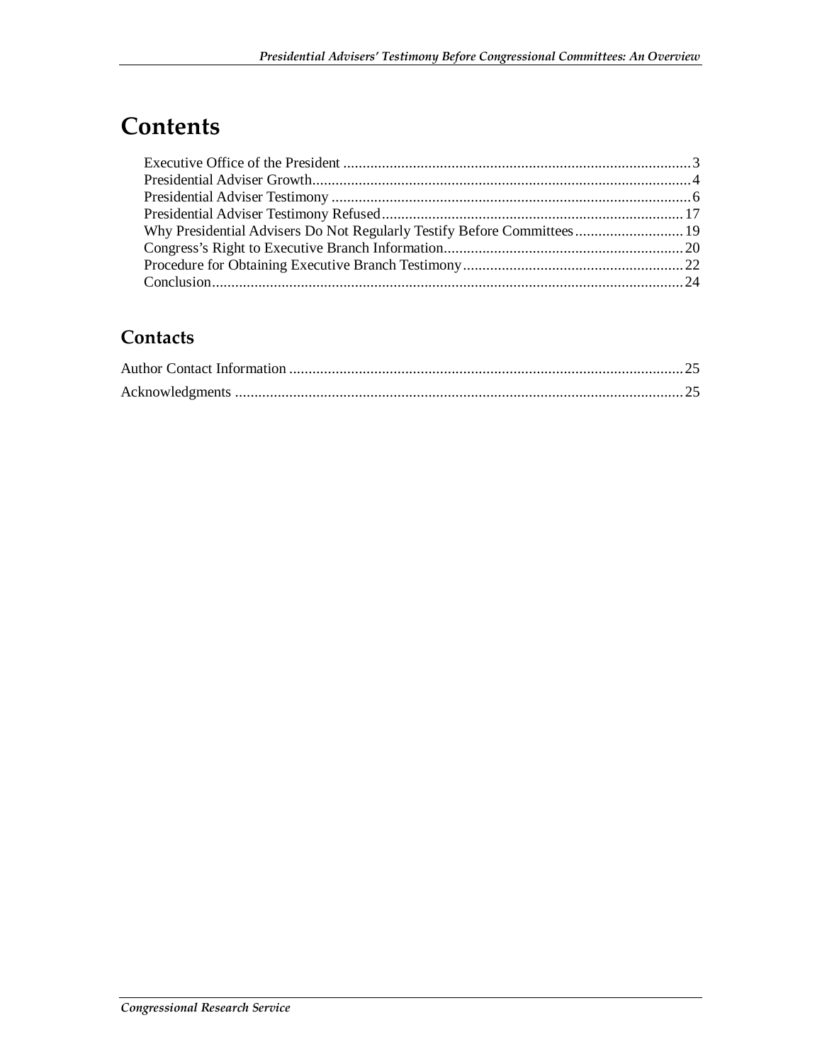# Contents

Executive Office of the President ........................................................................................... 3
Presidential Adviser Growth.................................................................................................. 4
Presidential Adviser Testimony ............................................................................................. 6
Presidential Adviser Testimony Refused.............................................................................. 17
Why Presidential Advisers Do Not Regularly Testify Before Committees............................ 19
Congress's Right to Executive Branch Information.............................................................. 20
Procedure for Obtaining Executive Branch Testimony......................................................... 22
Conclusion........................................................................................................................... 24

## Contacts

Author Contact Information ....................................................................................................... 25
Acknowledgments ..................................................................................................................... 25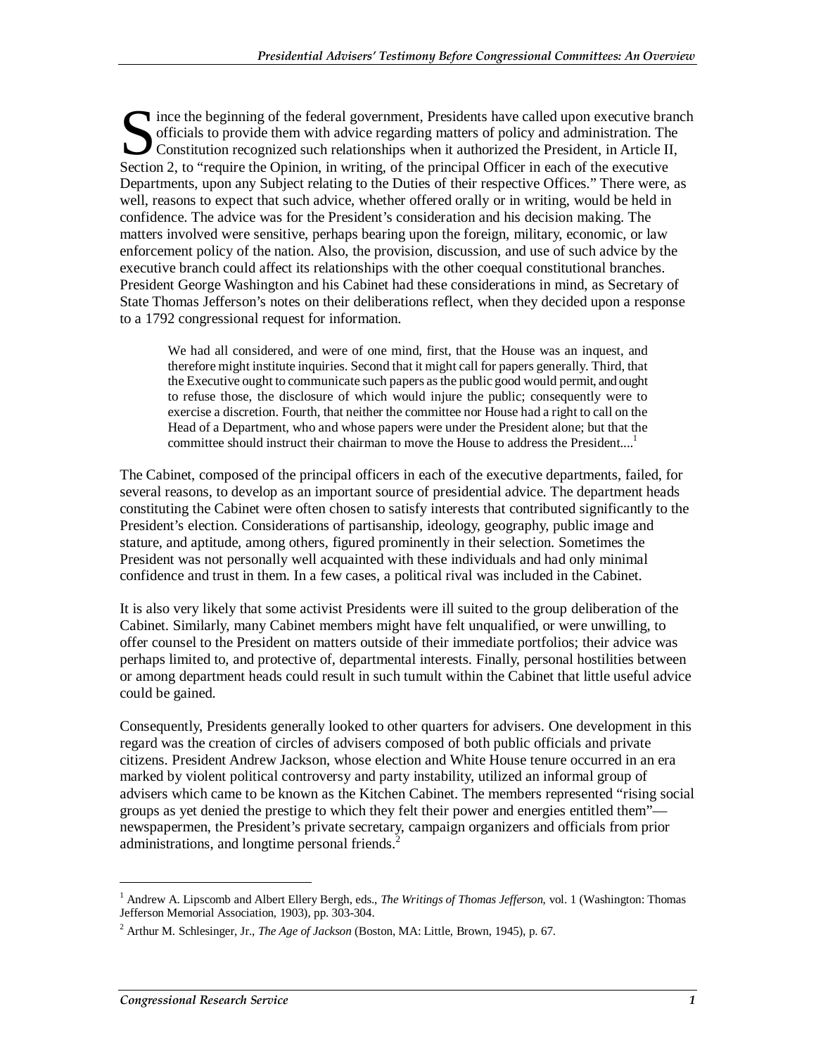Since the beginning of the federal government, Presidents have called upon executive branch officials to provide them with advice regarding matters of policy and administration. The Constitution recognized such relationships when it authorized the President, in Article II, Section 2, to "require the Opinion, in writing, of the principal Officer in each of the executive Departments, upon any Subject relating to the Duties of their respective Offices." There were, as well, reasons to expect that such advice, whether offered orally or in writing, would be held in confidence. The advice was for the President's consideration and his decision making. The matters involved were sensitive, perhaps bearing upon the foreign, military, economic, or law enforcement policy of the nation. Also, the provision, discussion, and use of such advice by the executive branch could affect its relationships with the other coequal constitutional branches. President George Washington and his Cabinet had these considerations in mind, as Secretary of State Thomas Jefferson's notes on their deliberations reflect, when they decided upon a response to a 1792 congressional request for information.

> We had all considered, and were of one mind, first, that the House was an inquest, and therefore might institute inquiries. Second that it might call for papers generally. Third, that the Executive ought to communicate such papers as the public good would permit, and ought to refuse those, the disclosure of which would injure the public; consequently were to exercise a discretion. Fourth, that neither the committee nor House had a right to call on the Head of a Department, who and whose papers were under the President alone; but that the committee should instruct their chairman to move the House to address the President....[1]

The Cabinet, composed of the principal officers in each of the executive departments, failed, for several reasons, to develop as an important source of presidential advice. The department heads constituting the Cabinet were often chosen to satisfy interests that contributed significantly to the President's election. Considerations of partisanship, ideology, geography, public image and stature, and aptitude, among others, figured prominently in their selection. Sometimes the President was not personally well acquainted with these individuals and had only minimal confidence and trust in them. In a few cases, a political rival was included in the Cabinet.

It is also very likely that some activist Presidents were ill suited to the group deliberation of the Cabinet. Similarly, many Cabinet members might have felt unqualified, or were unwilling, to offer counsel to the President on matters outside of their immediate portfolios; their advice was perhaps limited to, and protective of, departmental interests. Finally, personal hostilities between or among department heads could result in such tumult within the Cabinet that little useful advice could be gained.

Consequently, Presidents generally looked to other quarters for advisers. One development in this regard was the creation of circles of advisers composed of both public officials and private citizens. President Andrew Jackson, whose election and White House tenure occurred in an era marked by violent political controversy and party instability, utilized an informal group of advisers which came to be known as the Kitchen Cabinet. The members represented "rising social groups as yet denied the prestige to which they felt their power and energies entitled them"—newspapermen, the President's private secretary, campaign organizers and officials from prior administrations, and longtime personal friends.[2]

---

[1] Andrew A. Lipscomb and Albert Ellery Bergh, eds., *The Writings of Thomas Jefferson*, vol. 1 (Washington: Thomas Jefferson Memorial Association, 1903), pp. 303-304.

[2] Arthur M. Schlesinger, Jr., *The Age of Jackson* (Boston, MA: Little, Brown, 1945), p. 67.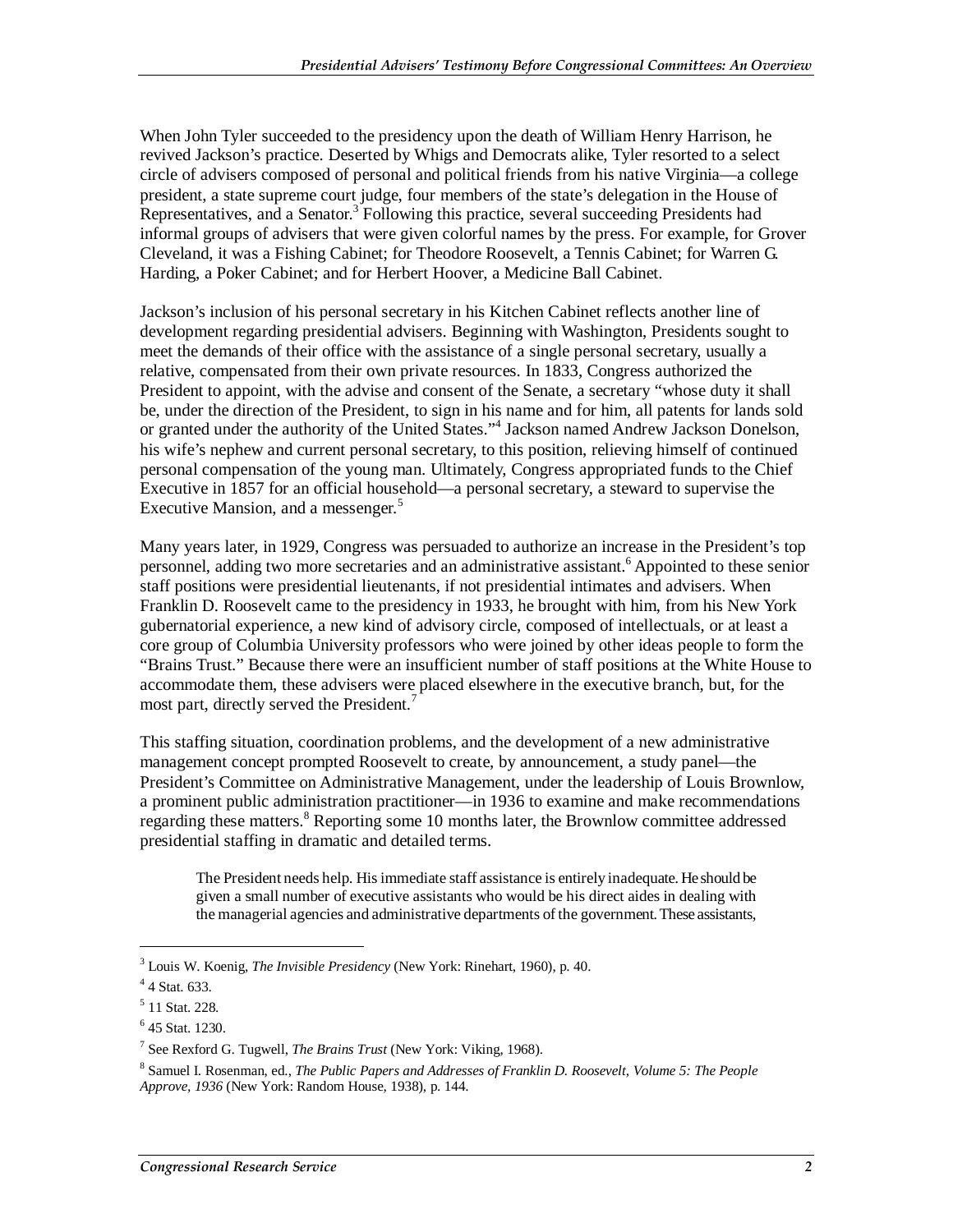When John Tyler succeeded to the presidency upon the death of William Henry Harrison, he revived Jackson's practice. Deserted by Whigs and Democrats alike, Tyler resorted to a select circle of advisers composed of personal and political friends from his native Virginia—a college president, a state supreme court judge, four members of the state's delegation in the House of Representatives, and a Senator.[3] Following this practice, several succeeding Presidents had informal groups of advisers that were given colorful names by the press. For example, for Grover Cleveland, it was a Fishing Cabinet; for Theodore Roosevelt, a Tennis Cabinet; for Warren G. Harding, a Poker Cabinet; and for Herbert Hoover, a Medicine Ball Cabinet.

Jackson's inclusion of his personal secretary in his Kitchen Cabinet reflects another line of development regarding presidential advisers. Beginning with Washington, Presidents sought to meet the demands of their office with the assistance of a single personal secretary, usually a relative, compensated from their own private resources. In 1833, Congress authorized the President to appoint, with the advise and consent of the Senate, a secretary "whose duty it shall be, under the direction of the President, to sign in his name and for him, all patents for lands sold or granted under the authority of the United States."[4] Jackson named Andrew Jackson Donelson, his wife's nephew and current personal secretary, to this position, relieving himself of continued personal compensation of the young man. Ultimately, Congress appropriated funds to the Chief Executive in 1857 for an official household—a personal secretary, a steward to supervise the Executive Mansion, and a messenger.[5]

Many years later, in 1929, Congress was persuaded to authorize an increase in the President's top personnel, adding two more secretaries and an administrative assistant.[6] Appointed to these senior staff positions were presidential lieutenants, if not presidential intimates and advisers. When Franklin D. Roosevelt came to the presidency in 1933, he brought with him, from his New York gubernatorial experience, a new kind of advisory circle, composed of intellectuals, or at least a core group of Columbia University professors who were joined by other ideas people to form the "Brains Trust." Because there were an insufficient number of staff positions at the White House to accommodate them, these advisers were placed elsewhere in the executive branch, but, for the most part, directly served the President.[7]

This staffing situation, coordination problems, and the development of a new administrative management concept prompted Roosevelt to create, by announcement, a study panel—the President's Committee on Administrative Management, under the leadership of Louis Brownlow, a prominent public administration practitioner—in 1936 to examine and make recommendations regarding these matters.[8] Reporting some 10 months later, the Brownlow committee addressed presidential staffing in dramatic and detailed terms.

> The President needs help. His immediate staff assistance is entirely inadequate. He should be given a small number of executive assistants who would be his direct aides in dealing with the managerial agencies and administrative departments of the government. These assistants,

---

[3] Louis W. Koenig, *The Invisible Presidency* (New York: Rinehart, 1960), p. 40.

[4] 4 Stat. 633.

[5] 11 Stat. 228.

[6] 45 Stat. 1230.

[7] See Rexford G. Tugwell, *The Brains Trust* (New York: Viking, 1968).

[8] Samuel I. Rosenman, ed., *The Public Papers and Addresses of Franklin D. Roosevelt, Volume 5: The People Approve, 1936* (New York: Random House, 1938), p. 144.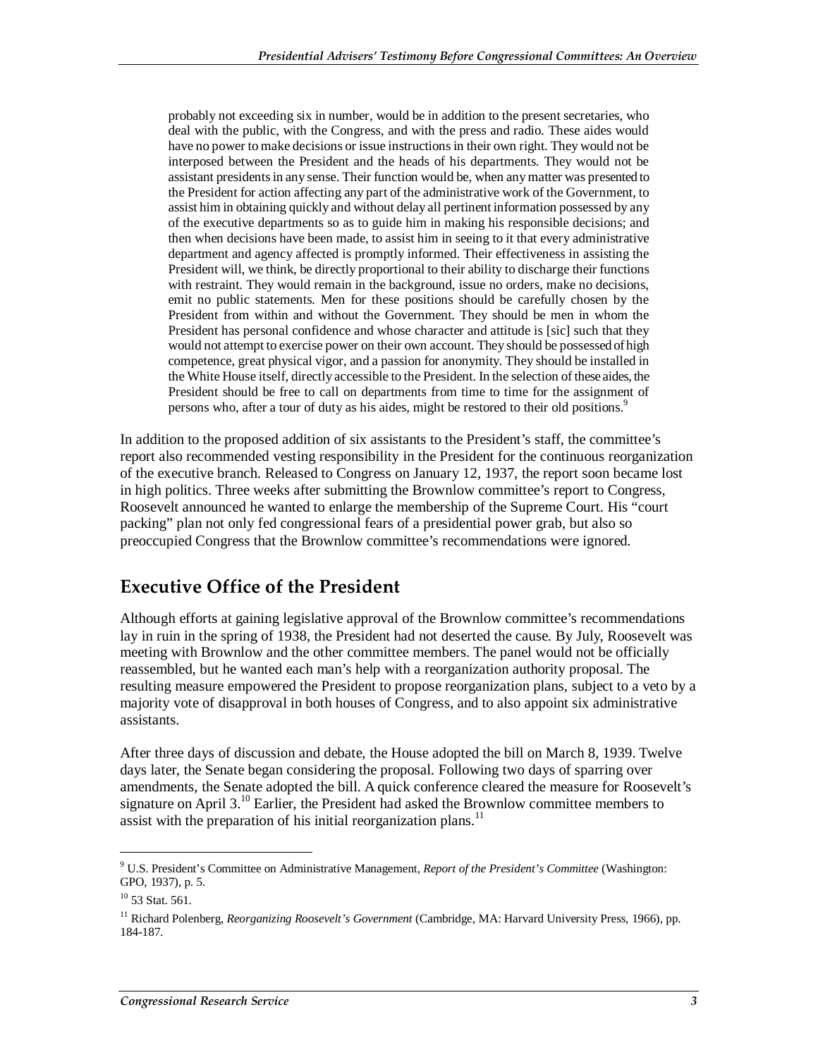> probably not exceeding six in number, would be in addition to the present secretaries, who deal with the public, with the Congress, and with the press and radio. These aides would have no power to make decisions or issue instructions in their own right. They would not be interposed between the President and the heads of his departments. They would not be assistant presidents in any sense. Their function would be, when any matter was presented to the President for action affecting any part of the administrative work of the Government, to assist him in obtaining quickly and without delay all pertinent information possessed by any of the executive departments so as to guide him in making his responsible decisions; and then when decisions have been made, to assist him in seeing to it that every administrative department and agency affected is promptly informed. Their effectiveness in assisting the President will, we think, be directly proportional to their ability to discharge their functions with restraint. They would remain in the background, issue no orders, make no decisions, emit no public statements. Men for these positions should be carefully chosen by the President from within and without the Government. They should be men in whom the President has personal confidence and whose character and attitude is [sic] such that they would not attempt to exercise power on their own account. They should be possessed of high competence, great physical vigor, and a passion for anonymity. They should be installed in the White House itself, directly accessible to the President. In the selection of these aides, the President should be free to call on departments from time to time for the assignment of persons who, after a tour of duty as his aides, might be restored to their old positions.[9]

In addition to the proposed addition of six assistants to the President's staff, the committee's report also recommended vesting responsibility in the President for the continuous reorganization of the executive branch. Released to Congress on January 12, 1937, the report soon became lost in high politics. Three weeks after submitting the Brownlow committee's report to Congress, Roosevelt announced he wanted to enlarge the membership of the Supreme Court. His "court packing" plan not only fed congressional fears of a presidential power grab, but also so preoccupied Congress that the Brownlow committee's recommendations were ignored.

## Executive Office of the President

Although efforts at gaining legislative approval of the Brownlow committee's recommendations lay in ruin in the spring of 1938, the President had not deserted the cause. By July, Roosevelt was meeting with Brownlow and the other committee members. The panel would not be officially reassembled, but he wanted each man's help with a reorganization authority proposal. The resulting measure empowered the President to propose reorganization plans, subject to a veto by a majority vote of disapproval in both houses of Congress, and to also appoint six administrative assistants.

After three days of discussion and debate, the House adopted the bill on March 8, 1939. Twelve days later, the Senate began considering the proposal. Following two days of sparring over amendments, the Senate adopted the bill. A quick conference cleared the measure for Roosevelt's signature on April 3.[10] Earlier, the President had asked the Brownlow committee members to assist with the preparation of his initial reorganization plans.[11]

---

[9] U.S. President's Committee on Administrative Management, *Report of the President's Committee* (Washington: GPO, 1937), p. 5.

[10] 53 Stat. 561.

[11] Richard Polenberg, *Reorganizing Roosevelt's Government* (Cambridge, MA: Harvard University Press, 1966), pp. 184-187.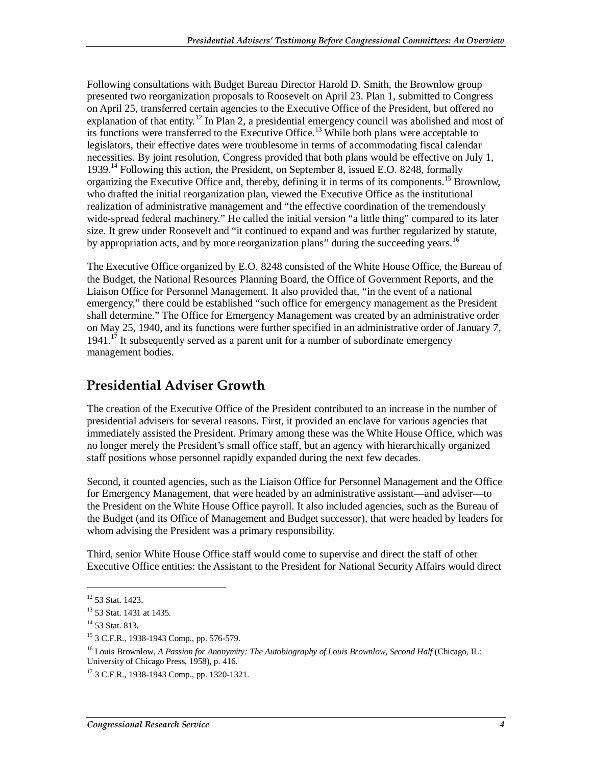Following consultations with Budget Bureau Director Harold D. Smith, the Brownlow group presented two reorganization proposals to Roosevelt on April 23. Plan 1, submitted to Congress on April 25, transferred certain agencies to the Executive Office of the President, but offered no explanation of that entity.[12] In Plan 2, a presidential emergency council was abolished and most of its functions were transferred to the Executive Office.[13] While both plans were acceptable to legislators, their effective dates were troublesome in terms of accommodating fiscal calendar necessities. By joint resolution, Congress provided that both plans would be effective on July 1, 1939.[14] Following this action, the President, on September 8, issued E.O. 8248, formally organizing the Executive Office and, thereby, defining it in terms of its components.[15] Brownlow, who drafted the initial reorganization plan, viewed the Executive Office as the institutional realization of administrative management and "the effective coordination of the tremendously wide-spread federal machinery." He called the initial version "a little thing" compared to its later size. It grew under Roosevelt and "it continued to expand and was further regularized by statute, by appropriation acts, and by more reorganization plans" during the succeeding years.[16]

The Executive Office organized by E.O. 8248 consisted of the White House Office, the Bureau of the Budget, the National Resources Planning Board, the Office of Government Reports, and the Liaison Office for Personnel Management. It also provided that, "in the event of a national emergency," there could be established "such office for emergency management as the President shall determine." The Office for Emergency Management was created by an administrative order on May 25, 1940, and its functions were further specified in an administrative order of January 7, 1941.[17] It subsequently served as a parent unit for a number of subordinate emergency management bodies.

## Presidential Adviser Growth

The creation of the Executive Office of the President contributed to an increase in the number of presidential advisers for several reasons. First, it provided an enclave for various agencies that immediately assisted the President. Primary among these was the White House Office, which was no longer merely the President's small office staff, but an agency with hierarchically organized staff positions whose personnel rapidly expanded during the next few decades.

Second, it counted agencies, such as the Liaison Office for Personnel Management and the Office for Emergency Management, that were headed by an administrative assistant—and adviser—to the President on the White House Office payroll. It also included agencies, such as the Bureau of the Budget (and its Office of Management and Budget successor), that were headed by leaders for whom advising the President was a primary responsibility.

Third, senior White House Office staff would come to supervise and direct the staff of other Executive Office entities: the Assistant to the President for National Security Affairs would direct

---

[12] 53 Stat. 1423.

[13] 53 Stat. 1431 at 1435.

[14] 53 Stat. 813.

[15] 3 C.F.R., 1938-1943 Comp., pp. 576-579.

[16] Louis Brownlow, *A Passion for Anonymity: The Autobiography of Louis Brownlow, Second Half* (Chicago, IL: University of Chicago Press, 1958), p. 416.

[17] 3 C.F.R., 1938-1943 Comp., pp. 1320-1321.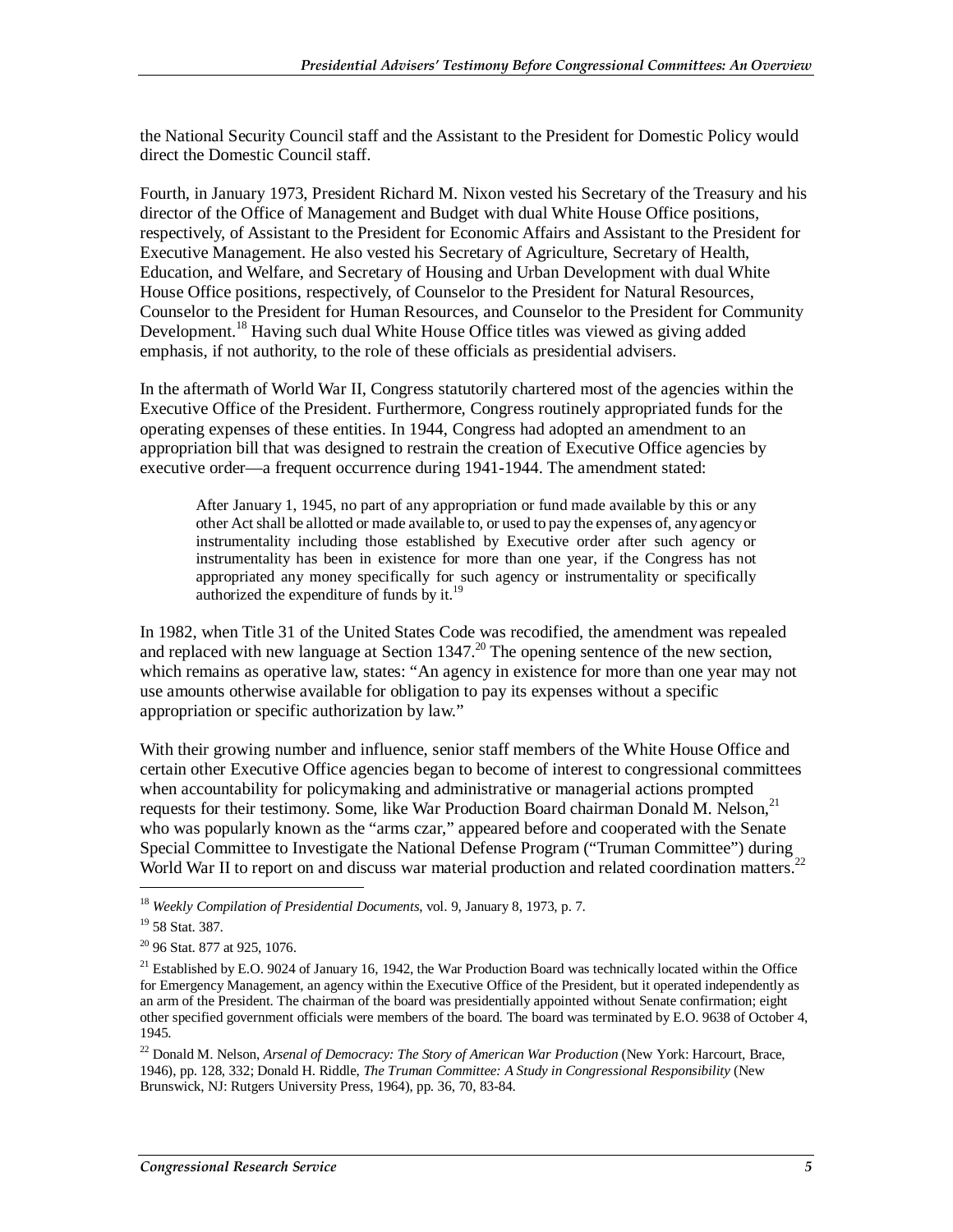the National Security Council staff and the Assistant to the President for Domestic Policy would direct the Domestic Council staff.

Fourth, in January 1973, President Richard M. Nixon vested his Secretary of the Treasury and his director of the Office of Management and Budget with dual White House Office positions, respectively, of Assistant to the President for Economic Affairs and Assistant to the President for Executive Management. He also vested his Secretary of Agriculture, Secretary of Health, Education, and Welfare, and Secretary of Housing and Urban Development with dual White House Office positions, respectively, of Counselor to the President for Natural Resources, Counselor to the President for Human Resources, and Counselor to the President for Community Development.[18] Having such dual White House Office titles was viewed as giving added emphasis, if not authority, to the role of these officials as presidential advisers.

In the aftermath of World War II, Congress statutorily chartered most of the agencies within the Executive Office of the President. Furthermore, Congress routinely appropriated funds for the operating expenses of these entities. In 1944, Congress had adopted an amendment to an appropriation bill that was designed to restrain the creation of Executive Office agencies by executive order—a frequent occurrence during 1941-1944. The amendment stated:

> After January 1, 1945, no part of any appropriation or fund made available by this or any other Act shall be allotted or made available to, or used to pay the expenses of, any agency or instrumentality including those established by Executive order after such agency or instrumentality has been in existence for more than one year, if the Congress has not appropriated any money specifically for such agency or instrumentality or specifically authorized the expenditure of funds by it.[19]

In 1982, when Title 31 of the United States Code was recodified, the amendment was repealed and replaced with new language at Section 1347.[20] The opening sentence of the new section, which remains as operative law, states: "An agency in existence for more than one year may not use amounts otherwise available for obligation to pay its expenses without a specific appropriation or specific authorization by law."

With their growing number and influence, senior staff members of the White House Office and certain other Executive Office agencies began to become of interest to congressional committees when accountability for policymaking and administrative or managerial actions prompted requests for their testimony. Some, like War Production Board chairman Donald M. Nelson,[21] who was popularly known as the "arms czar," appeared before and cooperated with the Senate Special Committee to Investigate the National Defense Program ("Truman Committee") during World War II to report on and discuss war material production and related coordination matters.[22]

---

[18] *Weekly Compilation of Presidential Documents*, vol. 9, January 8, 1973, p. 7.

[19] 58 Stat. 387.

[20] 96 Stat. 877 at 925, 1076.

[21] Established by E.O. 9024 of January 16, 1942, the War Production Board was technically located within the Office for Emergency Management, an agency within the Executive Office of the President, but it operated independently as an arm of the President. The chairman of the board was presidentially appointed without Senate confirmation; eight other specified government officials were members of the board. The board was terminated by E.O. 9638 of October 4, 1945.

[22] Donald M. Nelson, *Arsenal of Democracy: The Story of American War Production* (New York: Harcourt, Brace, 1946), pp. 128, 332; Donald H. Riddle, *The Truman Committee: A Study in Congressional Responsibility* (New Brunswick, NJ: Rutgers University Press, 1964), pp. 36, 70, 83-84.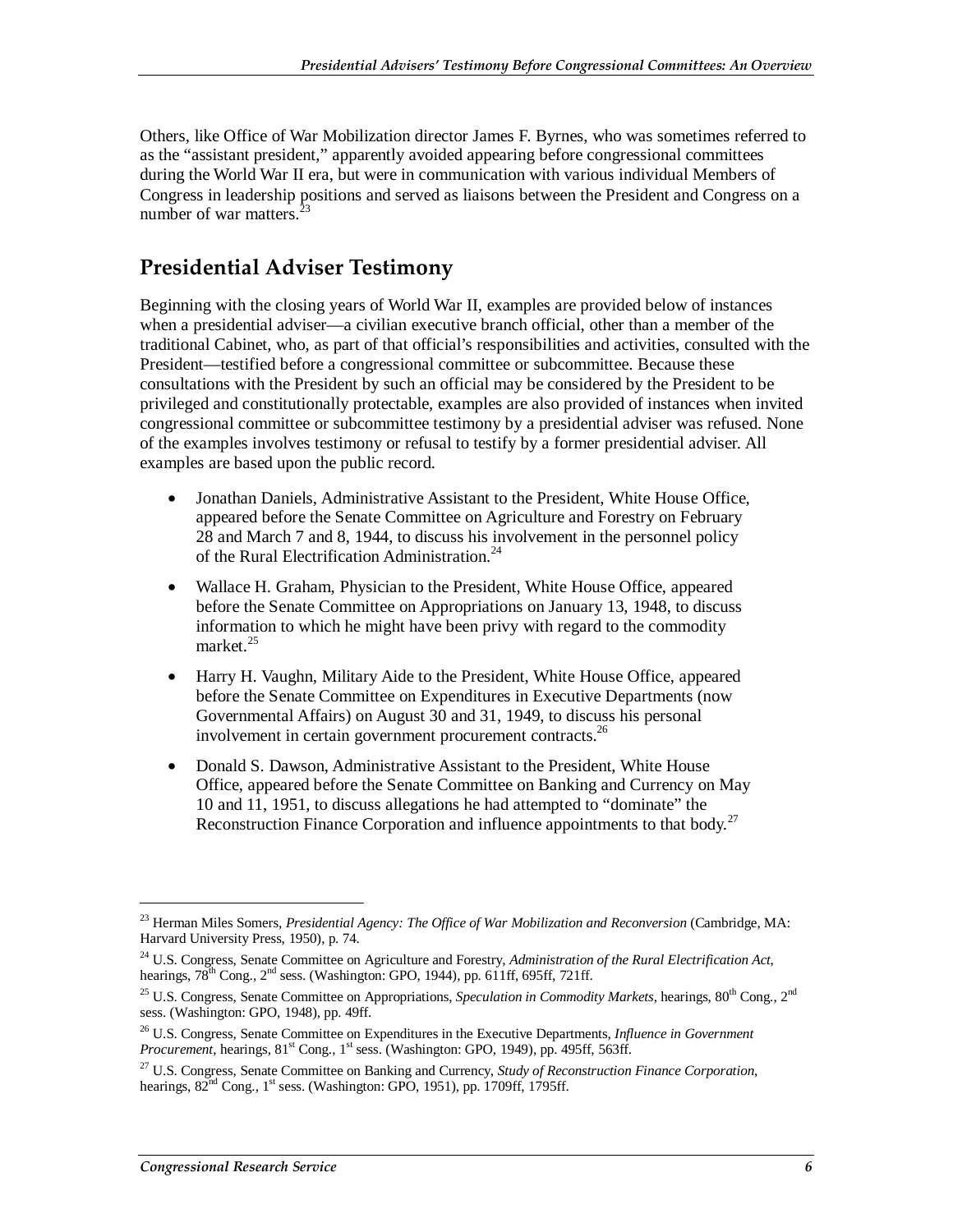Others, like Office of War Mobilization director James F. Byrnes, who was sometimes referred to as the "assistant president," apparently avoided appearing before congressional committees during the World War II era, but were in communication with various individual Members of Congress in leadership positions and served as liaisons between the President and Congress on a number of war matters.[23]

## Presidential Adviser Testimony

Beginning with the closing years of World War II, examples are provided below of instances when a presidential adviser—a civilian executive branch official, other than a member of the traditional Cabinet, who, as part of that official's responsibilities and activities, consulted with the President—testified before a congressional committee or subcommittee. Because these consultations with the President by such an official may be considered by the President to be privileged and constitutionally protectable, examples are also provided of instances when invited congressional committee or subcommittee testimony by a presidential adviser was refused. None of the examples involves testimony or refusal to testify by a former presidential adviser. All examples are based upon the public record.

- Jonathan Daniels, Administrative Assistant to the President, White House Office, appeared before the Senate Committee on Agriculture and Forestry on February 28 and March 7 and 8, 1944, to discuss his involvement in the personnel policy of the Rural Electrification Administration.[24]
- Wallace H. Graham, Physician to the President, White House Office, appeared before the Senate Committee on Appropriations on January 13, 1948, to discuss information to which he might have been privy with regard to the commodity market.[25]
- Harry H. Vaughn, Military Aide to the President, White House Office, appeared before the Senate Committee on Expenditures in Executive Departments (now Governmental Affairs) on August 30 and 31, 1949, to discuss his personal involvement in certain government procurement contracts.[26]
- Donald S. Dawson, Administrative Assistant to the President, White House Office, appeared before the Senate Committee on Banking and Currency on May 10 and 11, 1951, to discuss allegations he had attempted to "dominate" the Reconstruction Finance Corporation and influence appointments to that body.[27]

---

[23] Herman Miles Somers, *Presidential Agency: The Office of War Mobilization and Reconversion* (Cambridge, MA: Harvard University Press, 1950), p. 74.

[24] U.S. Congress, Senate Committee on Agriculture and Forestry, *Administration of the Rural Electrification Act*, hearings, 78th Cong., 2nd sess. (Washington: GPO, 1944), pp. 611ff, 695ff, 721ff.

[25] U.S. Congress, Senate Committee on Appropriations, *Speculation in Commodity Markets*, hearings, 80th Cong., 2nd sess. (Washington: GPO, 1948), pp. 49ff.

[26] U.S. Congress, Senate Committee on Expenditures in the Executive Departments, *Influence in Government Procurement*, hearings, 81st Cong., 1st sess. (Washington: GPO, 1949), pp. 495ff, 563ff.

[27] U.S. Congress, Senate Committee on Banking and Currency, *Study of Reconstruction Finance Corporation*, hearings, 82nd Cong., 1st sess. (Washington: GPO, 1951), pp. 1709ff, 1795ff.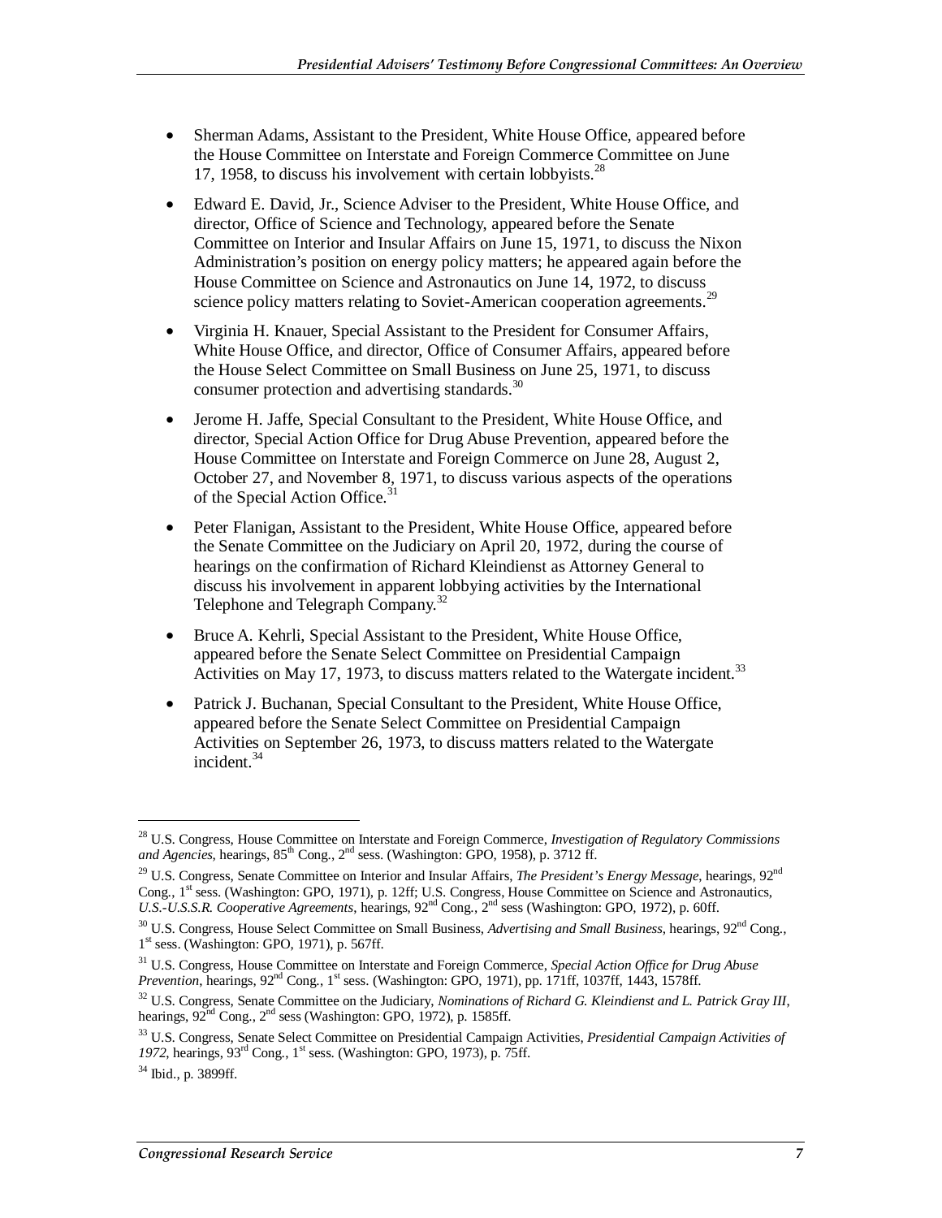- Sherman Adams, Assistant to the President, White House Office, appeared before the House Committee on Interstate and Foreign Commerce Committee on June 17, 1958, to discuss his involvement with certain lobbyists.[28]
- Edward E. David, Jr., Science Adviser to the President, White House Office, and director, Office of Science and Technology, appeared before the Senate Committee on Interior and Insular Affairs on June 15, 1971, to discuss the Nixon Administration's position on energy policy matters; he appeared again before the House Committee on Science and Astronautics on June 14, 1972, to discuss science policy matters relating to Soviet-American cooperation agreements.[29]
- Virginia H. Knauer, Special Assistant to the President for Consumer Affairs, White House Office, and director, Office of Consumer Affairs, appeared before the House Select Committee on Small Business on June 25, 1971, to discuss consumer protection and advertising standards.[30]
- Jerome H. Jaffe, Special Consultant to the President, White House Office, and director, Special Action Office for Drug Abuse Prevention, appeared before the House Committee on Interstate and Foreign Commerce on June 28, August 2, October 27, and November 8, 1971, to discuss various aspects of the operations of the Special Action Office.[31]
- Peter Flanigan, Assistant to the President, White House Office, appeared before the Senate Committee on the Judiciary on April 20, 1972, during the course of hearings on the confirmation of Richard Kleindienst as Attorney General to discuss his involvement in apparent lobbying activities by the International Telephone and Telegraph Company.[32]
- Bruce A. Kehrli, Special Assistant to the President, White House Office, appeared before the Senate Select Committee on Presidential Campaign Activities on May 17, 1973, to discuss matters related to the Watergate incident.[33]
- Patrick J. Buchanan, Special Consultant to the President, White House Office, appeared before the Senate Select Committee on Presidential Campaign Activities on September 26, 1973, to discuss matters related to the Watergate incident.[34]

---

[28] U.S. Congress, House Committee on Interstate and Foreign Commerce, *Investigation of Regulatory Commissions and Agencies*, hearings, 85th Cong., 2nd sess. (Washington: GPO, 1958), p. 3712 ff.

[29] U.S. Congress, Senate Committee on Interior and Insular Affairs, *The President's Energy Message*, hearings, 92nd Cong., 1st sess. (Washington: GPO, 1971), p. 12ff; U.S. Congress, House Committee on Science and Astronautics, *U.S.-U.S.S.R. Cooperative Agreements*, hearings, 92nd Cong., 2nd sess (Washington: GPO, 1972), p. 60ff.

[30] U.S. Congress, House Select Committee on Small Business, *Advertising and Small Business*, hearings, 92nd Cong., 1st sess. (Washington: GPO, 1971), p. 567ff.

[31] U.S. Congress, House Committee on Interstate and Foreign Commerce, *Special Action Office for Drug Abuse Prevention*, hearings, 92nd Cong., 1st sess. (Washington: GPO, 1971), pp. 171ff, 1037ff, 1443, 1578ff.

[32] U.S. Congress, Senate Committee on the Judiciary, *Nominations of Richard G. Kleindienst and L. Patrick Gray III*, hearings, 92nd Cong., 2nd sess (Washington: GPO, 1972), p. 1585ff.

[33] U.S. Congress, Senate Select Committee on Presidential Campaign Activities, *Presidential Campaign Activities of 1972*, hearings, 93rd Cong., 1st sess. (Washington: GPO, 1973), p. 75ff.

[34] Ibid., p. 3899ff.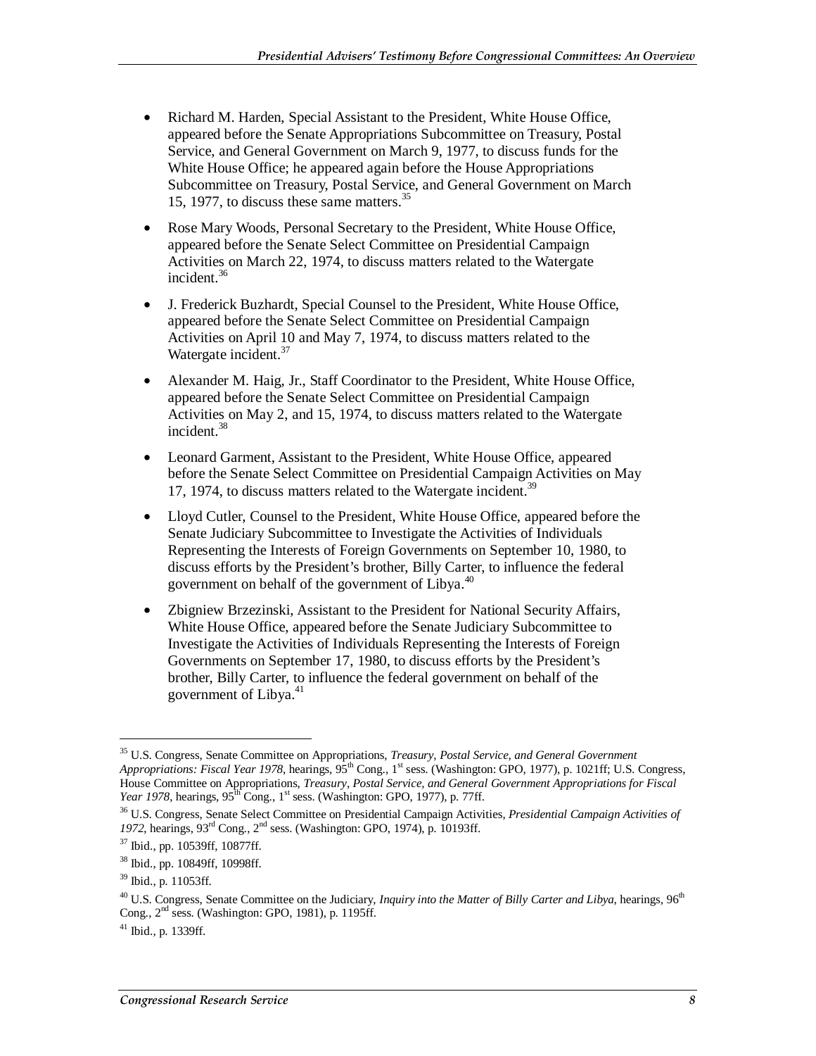- Richard M. Harden, Special Assistant to the President, White House Office, appeared before the Senate Appropriations Subcommittee on Treasury, Postal Service, and General Government on March 9, 1977, to discuss funds for the White House Office; he appeared again before the House Appropriations Subcommittee on Treasury, Postal Service, and General Government on March 15, 1977, to discuss these same matters.[35]
- Rose Mary Woods, Personal Secretary to the President, White House Office, appeared before the Senate Select Committee on Presidential Campaign Activities on March 22, 1974, to discuss matters related to the Watergate incident.[36]
- J. Frederick Buzhardt, Special Counsel to the President, White House Office, appeared before the Senate Select Committee on Presidential Campaign Activities on April 10 and May 7, 1974, to discuss matters related to the Watergate incident.[37]
- Alexander M. Haig, Jr., Staff Coordinator to the President, White House Office, appeared before the Senate Select Committee on Presidential Campaign Activities on May 2, and 15, 1974, to discuss matters related to the Watergate incident.[38]
- Leonard Garment, Assistant to the President, White House Office, appeared before the Senate Select Committee on Presidential Campaign Activities on May 17, 1974, to discuss matters related to the Watergate incident.[39]
- Lloyd Cutler, Counsel to the President, White House Office, appeared before the Senate Judiciary Subcommittee to Investigate the Activities of Individuals Representing the Interests of Foreign Governments on September 10, 1980, to discuss efforts by the President's brother, Billy Carter, to influence the federal government on behalf of the government of Libya.[40]
- Zbigniew Brzezinski, Assistant to the President for National Security Affairs, White House Office, appeared before the Senate Judiciary Subcommittee to Investigate the Activities of Individuals Representing the Interests of Foreign Governments on September 17, 1980, to discuss efforts by the President's brother, Billy Carter, to influence the federal government on behalf of the government of Libya.[41]

---

[35] U.S. Congress, Senate Committee on Appropriations, *Treasury, Postal Service, and General Government Appropriations: Fiscal Year 1978*, hearings, 95th Cong., 1st sess. (Washington: GPO, 1977), p. 1021ff; U.S. Congress, House Committee on Appropriations, *Treasury, Postal Service, and General Government Appropriations for Fiscal Year 1978*, hearings, 95th Cong., 1st sess. (Washington: GPO, 1977), p. 77ff.

[36] U.S. Congress, Senate Select Committee on Presidential Campaign Activities, *Presidential Campaign Activities of 1972*, hearings, 93rd Cong., 2nd sess. (Washington: GPO, 1974), p. 10193ff.

[37] Ibid., pp. 10539ff, 10877ff.

[38] Ibid., pp. 10849ff, 10998ff.

[39] Ibid., p. 11053ff.

[40] U.S. Congress, Senate Committee on the Judiciary, *Inquiry into the Matter of Billy Carter and Libya*, hearings, 96th Cong., 2nd sess. (Washington: GPO, 1981), p. 1195ff.

[41] Ibid., p. 1339ff.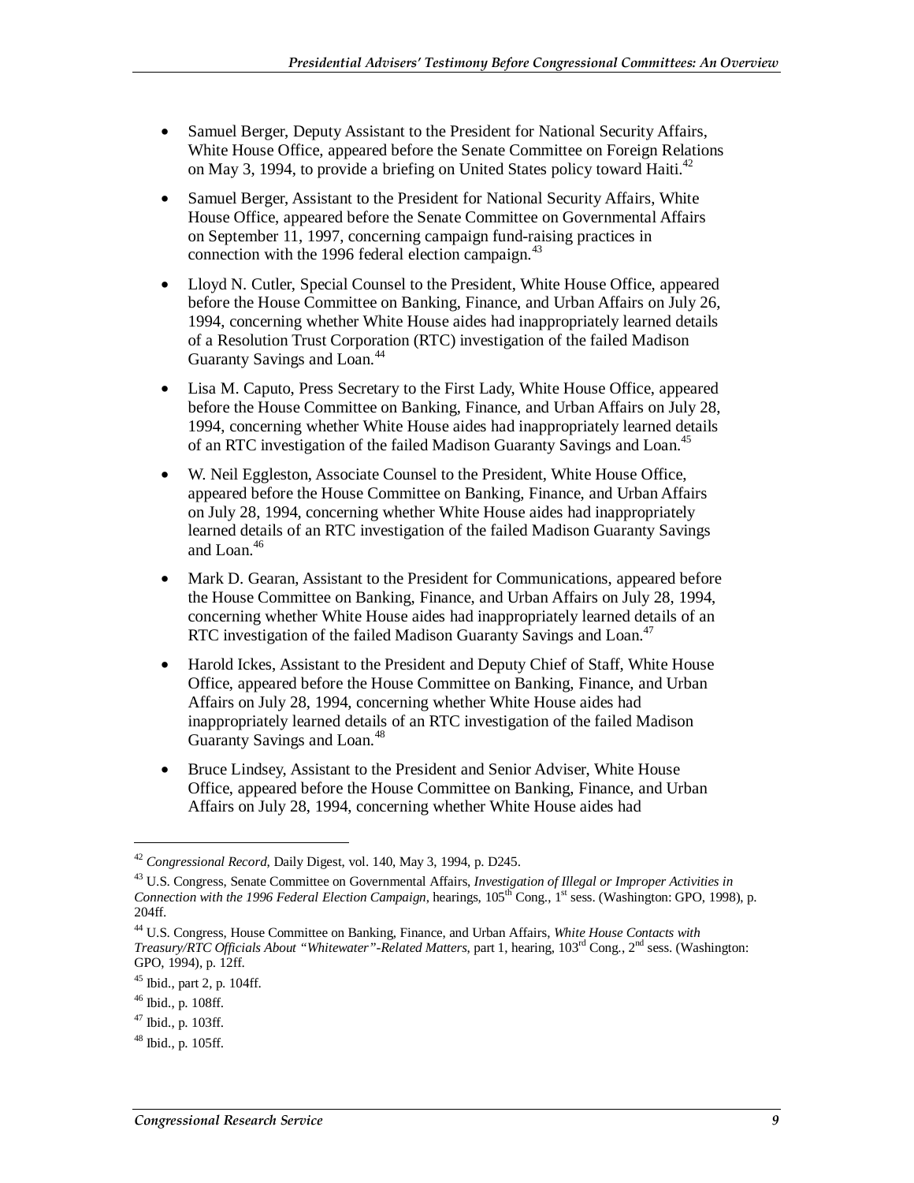- Samuel Berger, Deputy Assistant to the President for National Security Affairs, White House Office, appeared before the Senate Committee on Foreign Relations on May 3, 1994, to provide a briefing on United States policy toward Haiti.[42]
- Samuel Berger, Assistant to the President for National Security Affairs, White House Office, appeared before the Senate Committee on Governmental Affairs on September 11, 1997, concerning campaign fund-raising practices in connection with the 1996 federal election campaign.[43]
- Lloyd N. Cutler, Special Counsel to the President, White House Office, appeared before the House Committee on Banking, Finance, and Urban Affairs on July 26, 1994, concerning whether White House aides had inappropriately learned details of a Resolution Trust Corporation (RTC) investigation of the failed Madison Guaranty Savings and Loan.[44]
- Lisa M. Caputo, Press Secretary to the First Lady, White House Office, appeared before the House Committee on Banking, Finance, and Urban Affairs on July 28, 1994, concerning whether White House aides had inappropriately learned details of an RTC investigation of the failed Madison Guaranty Savings and Loan.[45]
- W. Neil Eggleston, Associate Counsel to the President, White House Office, appeared before the House Committee on Banking, Finance, and Urban Affairs on July 28, 1994, concerning whether White House aides had inappropriately learned details of an RTC investigation of the failed Madison Guaranty Savings and Loan.[46]
- Mark D. Gearan, Assistant to the President for Communications, appeared before the House Committee on Banking, Finance, and Urban Affairs on July 28, 1994, concerning whether White House aides had inappropriately learned details of an RTC investigation of the failed Madison Guaranty Savings and Loan.[47]
- Harold Ickes, Assistant to the President and Deputy Chief of Staff, White House Office, appeared before the House Committee on Banking, Finance, and Urban Affairs on July 28, 1994, concerning whether White House aides had inappropriately learned details of an RTC investigation of the failed Madison Guaranty Savings and Loan.[48]
- Bruce Lindsey, Assistant to the President and Senior Adviser, White House Office, appeared before the House Committee on Banking, Finance, and Urban Affairs on July 28, 1994, concerning whether White House aides had

---

[42] *Congressional Record*, Daily Digest, vol. 140, May 3, 1994, p. D245.

[43] U.S. Congress, Senate Committee on Governmental Affairs, *Investigation of Illegal or Improper Activities in Connection with the 1996 Federal Election Campaign*, hearings, 105th Cong., 1st sess. (Washington: GPO, 1998), p. 204ff.

[44] U.S. Congress, House Committee on Banking, Finance, and Urban Affairs, *White House Contacts with Treasury/RTC Officials About "Whitewater"-Related Matters*, part 1, hearing, 103rd Cong., 2nd sess. (Washington: GPO, 1994), p. 12ff.

[45] Ibid., part 2, p. 104ff.

[46] Ibid., p. 108ff.

[47] Ibid., p. 103ff.

[48] Ibid., p. 105ff.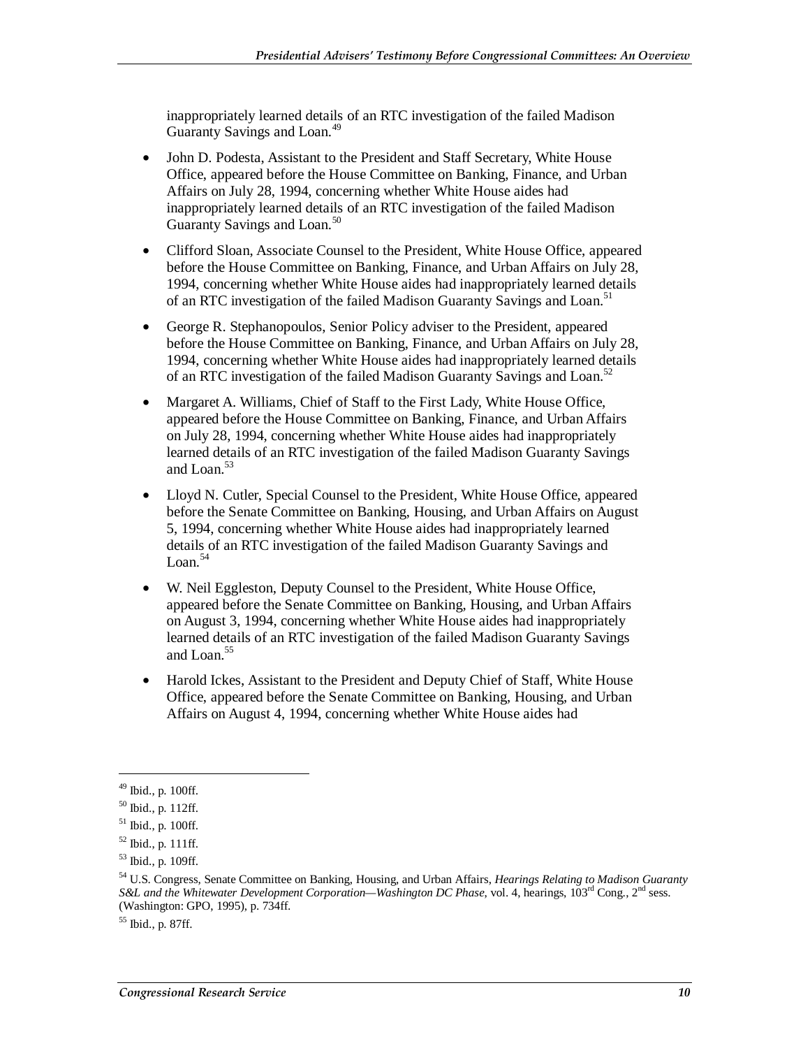inappropriately learned details of an RTC investigation of the failed Madison Guaranty Savings and Loan.[49]

- John D. Podesta, Assistant to the President and Staff Secretary, White House Office, appeared before the House Committee on Banking, Finance, and Urban Affairs on July 28, 1994, concerning whether White House aides had inappropriately learned details of an RTC investigation of the failed Madison Guaranty Savings and Loan.[50]
- Clifford Sloan, Associate Counsel to the President, White House Office, appeared before the House Committee on Banking, Finance, and Urban Affairs on July 28, 1994, concerning whether White House aides had inappropriately learned details of an RTC investigation of the failed Madison Guaranty Savings and Loan.[51]
- George R. Stephanopoulos, Senior Policy adviser to the President, appeared before the House Committee on Banking, Finance, and Urban Affairs on July 28, 1994, concerning whether White House aides had inappropriately learned details of an RTC investigation of the failed Madison Guaranty Savings and Loan.[52]
- Margaret A. Williams, Chief of Staff to the First Lady, White House Office, appeared before the House Committee on Banking, Finance, and Urban Affairs on July 28, 1994, concerning whether White House aides had inappropriately learned details of an RTC investigation of the failed Madison Guaranty Savings and Loan.[53]
- Lloyd N. Cutler, Special Counsel to the President, White House Office, appeared before the Senate Committee on Banking, Housing, and Urban Affairs on August 5, 1994, concerning whether White House aides had inappropriately learned details of an RTC investigation of the failed Madison Guaranty Savings and Loan.[54]
- W. Neil Eggleston, Deputy Counsel to the President, White House Office, appeared before the Senate Committee on Banking, Housing, and Urban Affairs on August 3, 1994, concerning whether White House aides had inappropriately learned details of an RTC investigation of the failed Madison Guaranty Savings and Loan.[55]
- Harold Ickes, Assistant to the President and Deputy Chief of Staff, White House Office, appeared before the Senate Committee on Banking, Housing, and Urban Affairs on August 4, 1994, concerning whether White House aides had

---

[49] Ibid., p. 100ff.

[50] Ibid., p. 112ff.

[51] Ibid., p. 100ff.

[52] Ibid., p. 111ff.

[53] Ibid., p. 109ff.

[54] U.S. Congress, Senate Committee on Banking, Housing, and Urban Affairs, *Hearings Relating to Madison Guaranty S&L and the Whitewater Development Corporation—Washington DC Phase*, vol. 4, hearings, 103rd Cong., 2nd sess. (Washington: GPO, 1995), p. 734ff.

[55] Ibid., p. 87ff.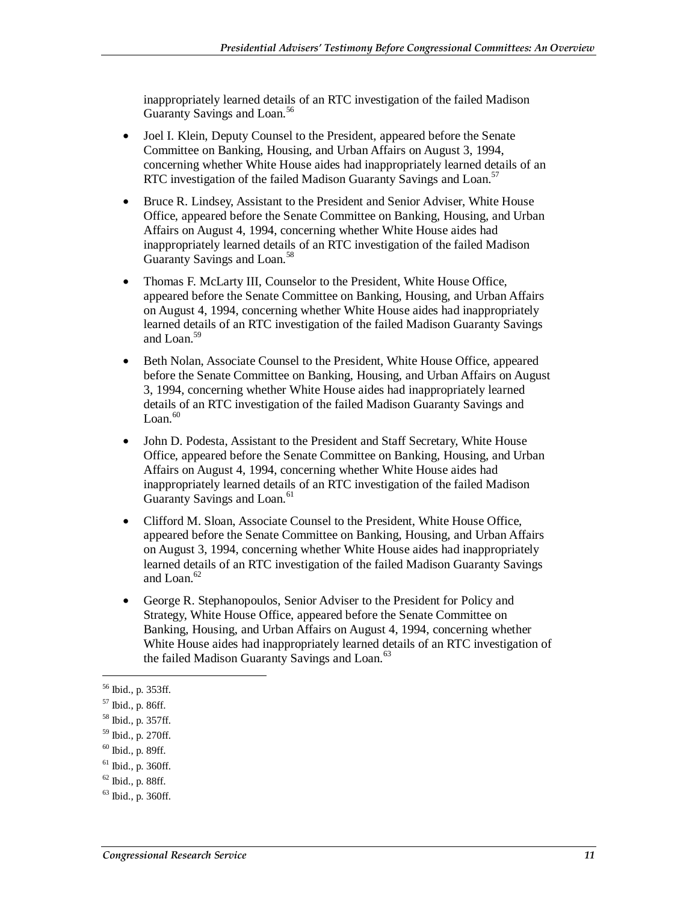inappropriately learned details of an RTC investigation of the failed Madison Guaranty Savings and Loan.[56]

- Joel I. Klein, Deputy Counsel to the President, appeared before the Senate Committee on Banking, Housing, and Urban Affairs on August 3, 1994, concerning whether White House aides had inappropriately learned details of an RTC investigation of the failed Madison Guaranty Savings and Loan.[57]
- Bruce R. Lindsey, Assistant to the President and Senior Adviser, White House Office, appeared before the Senate Committee on Banking, Housing, and Urban Affairs on August 4, 1994, concerning whether White House aides had inappropriately learned details of an RTC investigation of the failed Madison Guaranty Savings and Loan.[58]
- Thomas F. McLarty III, Counselor to the President, White House Office, appeared before the Senate Committee on Banking, Housing, and Urban Affairs on August 4, 1994, concerning whether White House aides had inappropriately learned details of an RTC investigation of the failed Madison Guaranty Savings and Loan.[59]
- Beth Nolan, Associate Counsel to the President, White House Office, appeared before the Senate Committee on Banking, Housing, and Urban Affairs on August 3, 1994, concerning whether White House aides had inappropriately learned details of an RTC investigation of the failed Madison Guaranty Savings and Loan.[60]
- John D. Podesta, Assistant to the President and Staff Secretary, White House Office, appeared before the Senate Committee on Banking, Housing, and Urban Affairs on August 4, 1994, concerning whether White House aides had inappropriately learned details of an RTC investigation of the failed Madison Guaranty Savings and Loan.[61]
- Clifford M. Sloan, Associate Counsel to the President, White House Office, appeared before the Senate Committee on Banking, Housing, and Urban Affairs on August 3, 1994, concerning whether White House aides had inappropriately learned details of an RTC investigation of the failed Madison Guaranty Savings and Loan.[62]
- George R. Stephanopoulos, Senior Adviser to the President for Policy and Strategy, White House Office, appeared before the Senate Committee on Banking, Housing, and Urban Affairs on August 4, 1994, concerning whether White House aides had inappropriately learned details of an RTC investigation of the failed Madison Guaranty Savings and Loan.[63]

---

[56] Ibid., p. 353ff.

[57] Ibid., p. 86ff.

[58] Ibid., p. 357ff.

[59] Ibid., p. 270ff.

[60] Ibid., p. 89ff.

[61] Ibid., p. 360ff.

[62] Ibid., p. 88ff.

[63] Ibid., p. 360ff.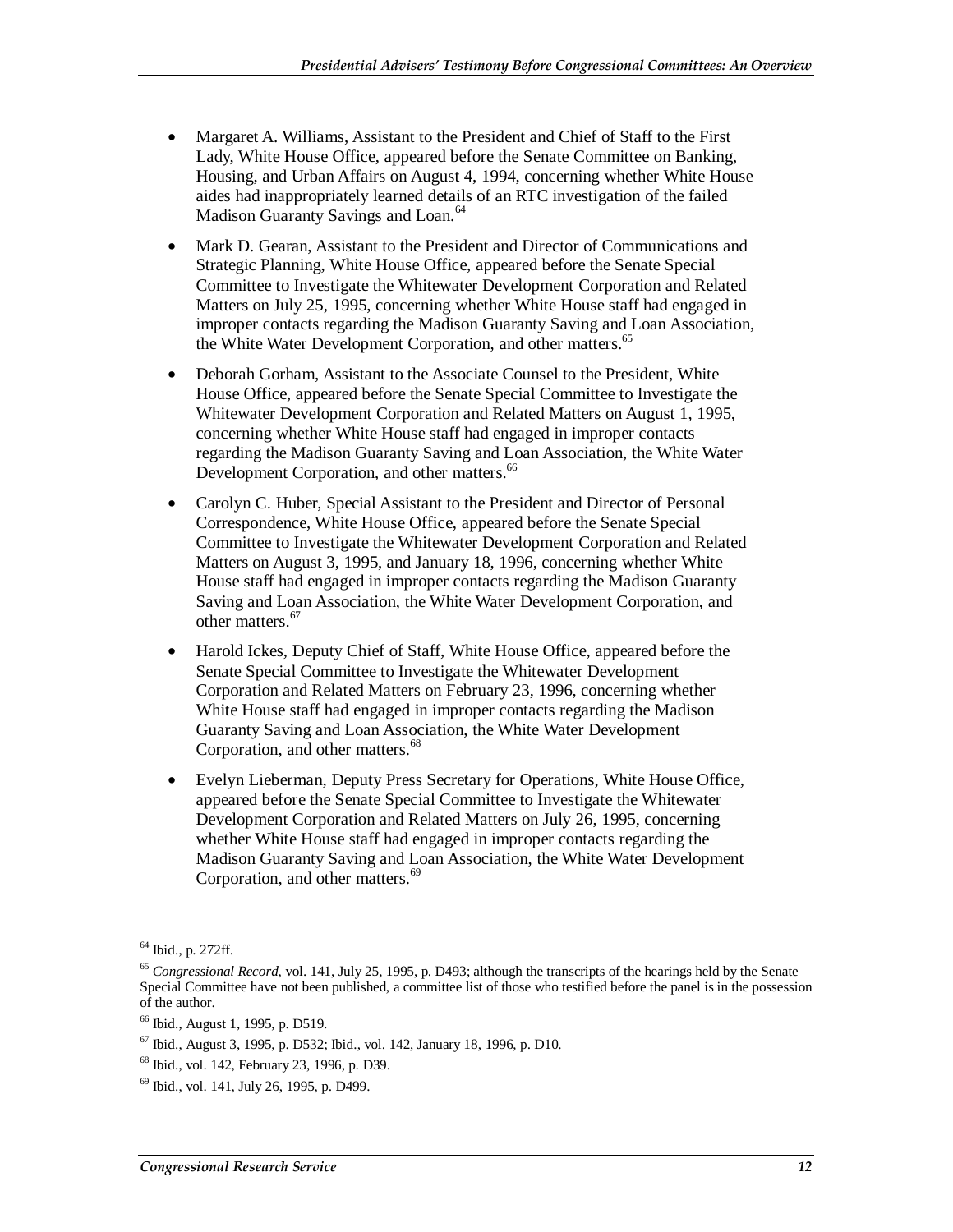- Margaret A. Williams, Assistant to the President and Chief of Staff to the First Lady, White House Office, appeared before the Senate Committee on Banking, Housing, and Urban Affairs on August 4, 1994, concerning whether White House aides had inappropriately learned details of an RTC investigation of the failed Madison Guaranty Savings and Loan.[64]

- Mark D. Gearan, Assistant to the President and Director of Communications and Strategic Planning, White House Office, appeared before the Senate Special Committee to Investigate the Whitewater Development Corporation and Related Matters on July 25, 1995, concerning whether White House staff had engaged in improper contacts regarding the Madison Guaranty Saving and Loan Association, the White Water Development Corporation, and other matters.[65]

- Deborah Gorham, Assistant to the Associate Counsel to the President, White House Office, appeared before the Senate Special Committee to Investigate the Whitewater Development Corporation and Related Matters on August 1, 1995, concerning whether White House staff had engaged in improper contacts regarding the Madison Guaranty Saving and Loan Association, the White Water Development Corporation, and other matters.[66]

- Carolyn C. Huber, Special Assistant to the President and Director of Personal Correspondence, White House Office, appeared before the Senate Special Committee to Investigate the Whitewater Development Corporation and Related Matters on August 3, 1995, and January 18, 1996, concerning whether White House staff had engaged in improper contacts regarding the Madison Guaranty Saving and Loan Association, the White Water Development Corporation, and other matters.[67]

- Harold Ickes, Deputy Chief of Staff, White House Office, appeared before the Senate Special Committee to Investigate the Whitewater Development Corporation and Related Matters on February 23, 1996, concerning whether White House staff had engaged in improper contacts regarding the Madison Guaranty Saving and Loan Association, the White Water Development Corporation, and other matters.[68]

- Evelyn Lieberman, Deputy Press Secretary for Operations, White House Office, appeared before the Senate Special Committee to Investigate the Whitewater Development Corporation and Related Matters on July 26, 1995, concerning whether White House staff had engaged in improper contacts regarding the Madison Guaranty Saving and Loan Association, the White Water Development Corporation, and other matters.[69]

---

[64] Ibid., p. 272ff.

[65] *Congressional Record*, vol. 141, July 25, 1995, p. D493; although the transcripts of the hearings held by the Senate Special Committee have not been published, a committee list of those who testified before the panel is in the possession of the author.

[66] Ibid., August 1, 1995, p. D519.

[67] Ibid., August 3, 1995, p. D532; Ibid., vol. 142, January 18, 1996, p. D10.

[68] Ibid., vol. 142, February 23, 1996, p. D39.

[69] Ibid., vol. 141, July 26, 1995, p. D499.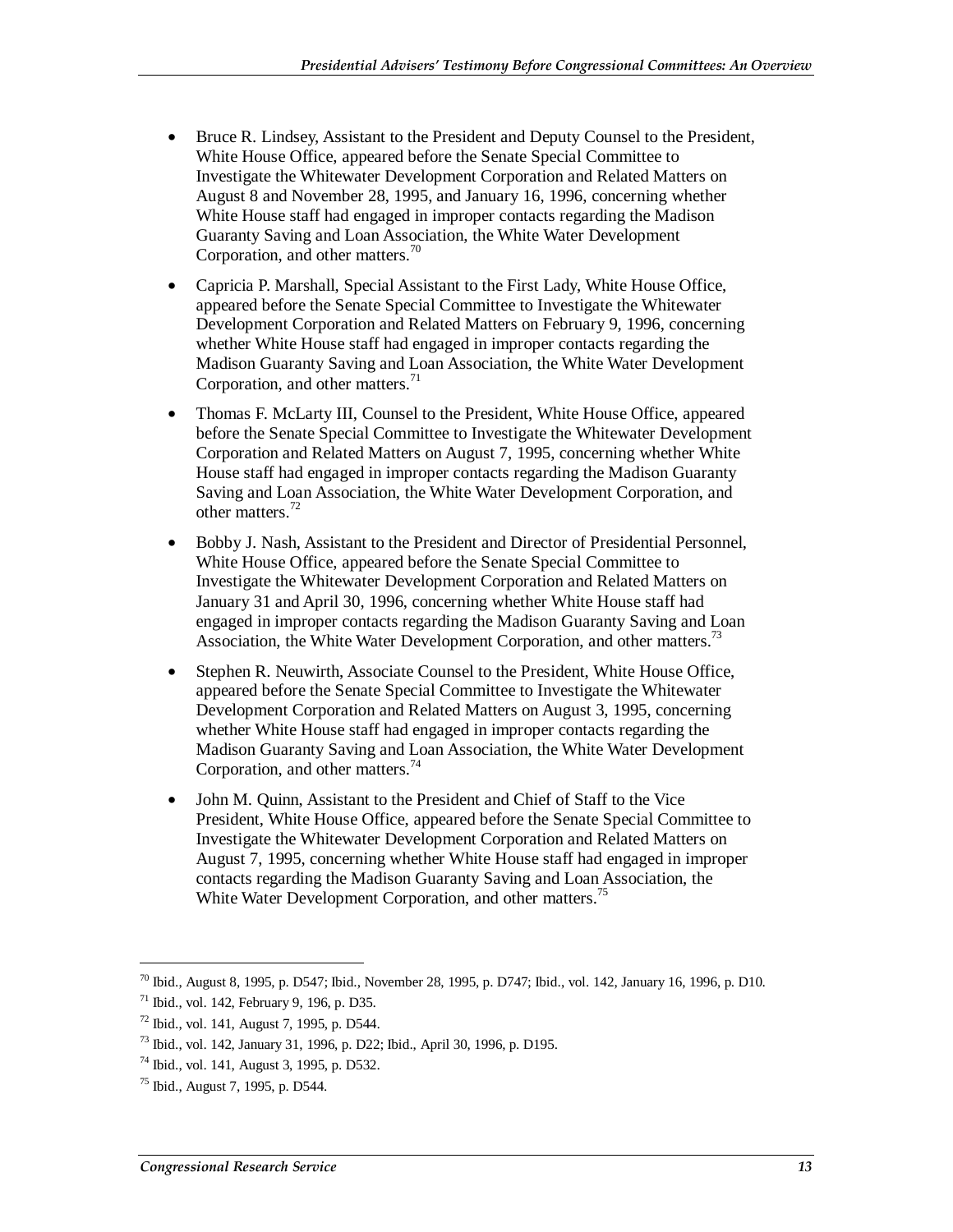- Bruce R. Lindsey, Assistant to the President and Deputy Counsel to the President, White House Office, appeared before the Senate Special Committee to Investigate the Whitewater Development Corporation and Related Matters on August 8 and November 28, 1995, and January 16, 1996, concerning whether White House staff had engaged in improper contacts regarding the Madison Guaranty Saving and Loan Association, the White Water Development Corporation, and other matters.[70]

- Capricia P. Marshall, Special Assistant to the First Lady, White House Office, appeared before the Senate Special Committee to Investigate the Whitewater Development Corporation and Related Matters on February 9, 1996, concerning whether White House staff had engaged in improper contacts regarding the Madison Guaranty Saving and Loan Association, the White Water Development Corporation, and other matters.[71]

- Thomas F. McLarty III, Counsel to the President, White House Office, appeared before the Senate Special Committee to Investigate the Whitewater Development Corporation and Related Matters on August 7, 1995, concerning whether White House staff had engaged in improper contacts regarding the Madison Guaranty Saving and Loan Association, the White Water Development Corporation, and other matters.[72]

- Bobby J. Nash, Assistant to the President and Director of Presidential Personnel, White House Office, appeared before the Senate Special Committee to Investigate the Whitewater Development Corporation and Related Matters on January 31 and April 30, 1996, concerning whether White House staff had engaged in improper contacts regarding the Madison Guaranty Saving and Loan Association, the White Water Development Corporation, and other matters.[73]

- Stephen R. Neuwirth, Associate Counsel to the President, White House Office, appeared before the Senate Special Committee to Investigate the Whitewater Development Corporation and Related Matters on August 3, 1995, concerning whether White House staff had engaged in improper contacts regarding the Madison Guaranty Saving and Loan Association, the White Water Development Corporation, and other matters.[74]

- John M. Quinn, Assistant to the President and Chief of Staff to the Vice President, White House Office, appeared before the Senate Special Committee to Investigate the Whitewater Development Corporation and Related Matters on August 7, 1995, concerning whether White House staff had engaged in improper contacts regarding the Madison Guaranty Saving and Loan Association, the White Water Development Corporation, and other matters.[75]

---

[70] Ibid., August 8, 1995, p. D547; Ibid., November 28, 1995, p. D747; Ibid., vol. 142, January 16, 1996, p. D10.

[71] Ibid., vol. 142, February 9, 196, p. D35.

[72] Ibid., vol. 141, August 7, 1995, p. D544.

[73] Ibid., vol. 142, January 31, 1996, p. D22; Ibid., April 30, 1996, p. D195.

[74] Ibid., vol. 141, August 3, 1995, p. D532.

[75] Ibid., August 7, 1995, p. D544.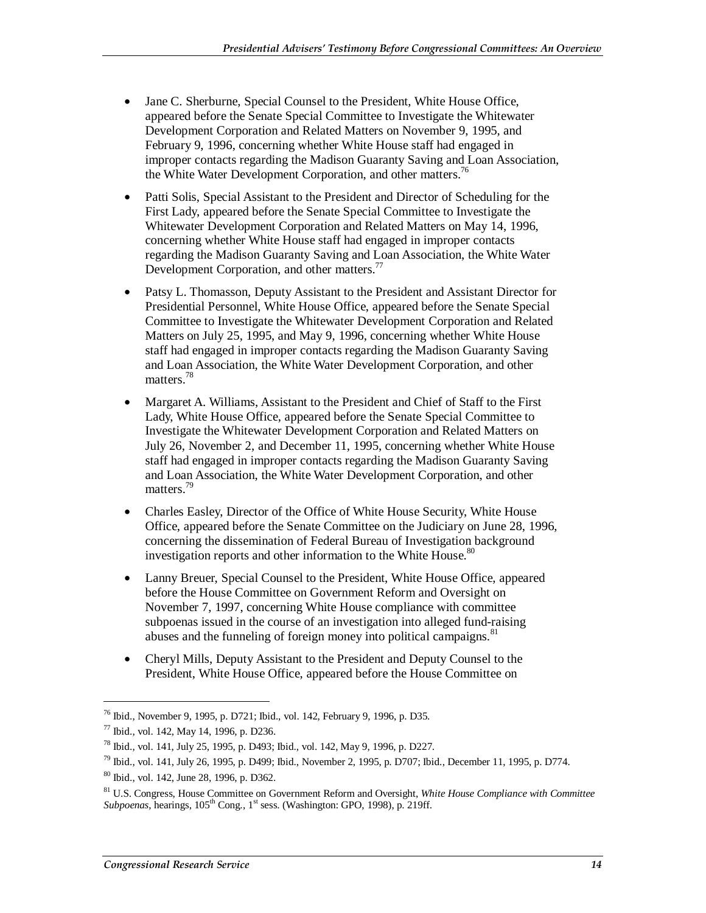- Jane C. Sherburne, Special Counsel to the President, White House Office, appeared before the Senate Special Committee to Investigate the Whitewater Development Corporation and Related Matters on November 9, 1995, and February 9, 1996, concerning whether White House staff had engaged in improper contacts regarding the Madison Guaranty Saving and Loan Association, the White Water Development Corporation, and other matters.[76]

- Patti Solis, Special Assistant to the President and Director of Scheduling for the First Lady, appeared before the Senate Special Committee to Investigate the Whitewater Development Corporation and Related Matters on May 14, 1996, concerning whether White House staff had engaged in improper contacts regarding the Madison Guaranty Saving and Loan Association, the White Water Development Corporation, and other matters.[77]

- Patsy L. Thomasson, Deputy Assistant to the President and Assistant Director for Presidential Personnel, White House Office, appeared before the Senate Special Committee to Investigate the Whitewater Development Corporation and Related Matters on July 25, 1995, and May 9, 1996, concerning whether White House staff had engaged in improper contacts regarding the Madison Guaranty Saving and Loan Association, the White Water Development Corporation, and other matters.[78]

- Margaret A. Williams, Assistant to the President and Chief of Staff to the First Lady, White House Office, appeared before the Senate Special Committee to Investigate the Whitewater Development Corporation and Related Matters on July 26, November 2, and December 11, 1995, concerning whether White House staff had engaged in improper contacts regarding the Madison Guaranty Saving and Loan Association, the White Water Development Corporation, and other matters.[79]

- Charles Easley, Director of the Office of White House Security, White House Office, appeared before the Senate Committee on the Judiciary on June 28, 1996, concerning the dissemination of Federal Bureau of Investigation background investigation reports and other information to the White House.[80]

- Lanny Breuer, Special Counsel to the President, White House Office, appeared before the House Committee on Government Reform and Oversight on November 7, 1997, concerning White House compliance with committee subpoenas issued in the course of an investigation into alleged fund-raising abuses and the funneling of foreign money into political campaigns.[81]

- Cheryl Mills, Deputy Assistant to the President and Deputy Counsel to the President, White House Office, appeared before the House Committee on

---

[76] Ibid., November 9, 1995, p. D721; Ibid., vol. 142, February 9, 1996, p. D35.

[77] Ibid., vol. 142, May 14, 1996, p. D236.

[78] Ibid., vol. 141, July 25, 1995, p. D493; Ibid., vol. 142, May 9, 1996, p. D227.

[79] Ibid., vol. 141, July 26, 1995, p. D499; Ibid., November 2, 1995, p. D707; Ibid., December 11, 1995, p. D774.

[80] Ibid., vol. 142, June 28, 1996, p. D362.

[81] U.S. Congress, House Committee on Government Reform and Oversight, *White House Compliance with Committee Subpoenas*, hearings, 105th Cong., 1st sess. (Washington: GPO, 1998), p. 219ff.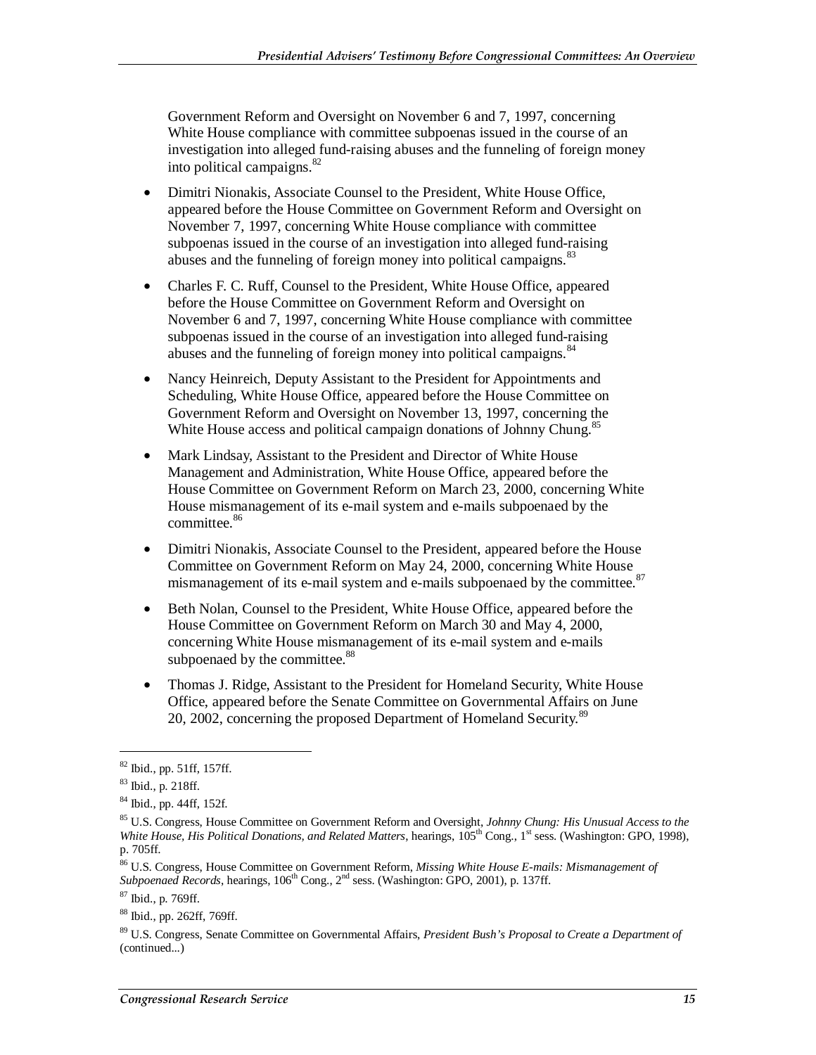Government Reform and Oversight on November 6 and 7, 1997, concerning White House compliance with committee subpoenas issued in the course of an investigation into alleged fund-raising abuses and the funneling of foreign money into political campaigns.[82]

- Dimitri Nionakis, Associate Counsel to the President, White House Office, appeared before the House Committee on Government Reform and Oversight on November 7, 1997, concerning White House compliance with committee subpoenas issued in the course of an investigation into alleged fund-raising abuses and the funneling of foreign money into political campaigns.[83]
- Charles F. C. Ruff, Counsel to the President, White House Office, appeared before the House Committee on Government Reform and Oversight on November 6 and 7, 1997, concerning White House compliance with committee subpoenas issued in the course of an investigation into alleged fund-raising abuses and the funneling of foreign money into political campaigns.[84]
- Nancy Heinreich, Deputy Assistant to the President for Appointments and Scheduling, White House Office, appeared before the House Committee on Government Reform and Oversight on November 13, 1997, concerning the White House access and political campaign donations of Johnny Chung.[85]
- Mark Lindsay, Assistant to the President and Director of White House Management and Administration, White House Office, appeared before the House Committee on Government Reform on March 23, 2000, concerning White House mismanagement of its e-mail system and e-mails subpoenaed by the committee.[86]
- Dimitri Nionakis, Associate Counsel to the President, appeared before the House Committee on Government Reform on May 24, 2000, concerning White House mismanagement of its e-mail system and e-mails subpoenaed by the committee.[87]
- Beth Nolan, Counsel to the President, White House Office, appeared before the House Committee on Government Reform on March 30 and May 4, 2000, concerning White House mismanagement of its e-mail system and e-mails subpoenaed by the committee.[88]
- Thomas J. Ridge, Assistant to the President for Homeland Security, White House Office, appeared before the Senate Committee on Governmental Affairs on June 20, 2002, concerning the proposed Department of Homeland Security.[89]

---

[82] Ibid., pp. 51ff, 157ff.

[83] Ibid., p. 218ff.

[84] Ibid., pp. 44ff, 152f.

[85] U.S. Congress, House Committee on Government Reform and Oversight, *Johnny Chung: His Unusual Access to the White House, His Political Donations, and Related Matters*, hearings, 105th Cong., 1st sess. (Washington: GPO, 1998), p. 705ff.

[86] U.S. Congress, House Committee on Government Reform, *Missing White House E-mails: Mismanagement of Subpoenaed Records*, hearings, 106th Cong., 2nd sess. (Washington: GPO, 2001), p. 137ff.

[87] Ibid., p. 769ff.

[88] Ibid., pp. 262ff, 769ff.

[89] U.S. Congress, Senate Committee on Governmental Affairs, *President Bush's Proposal to Create a Department of* (continued...)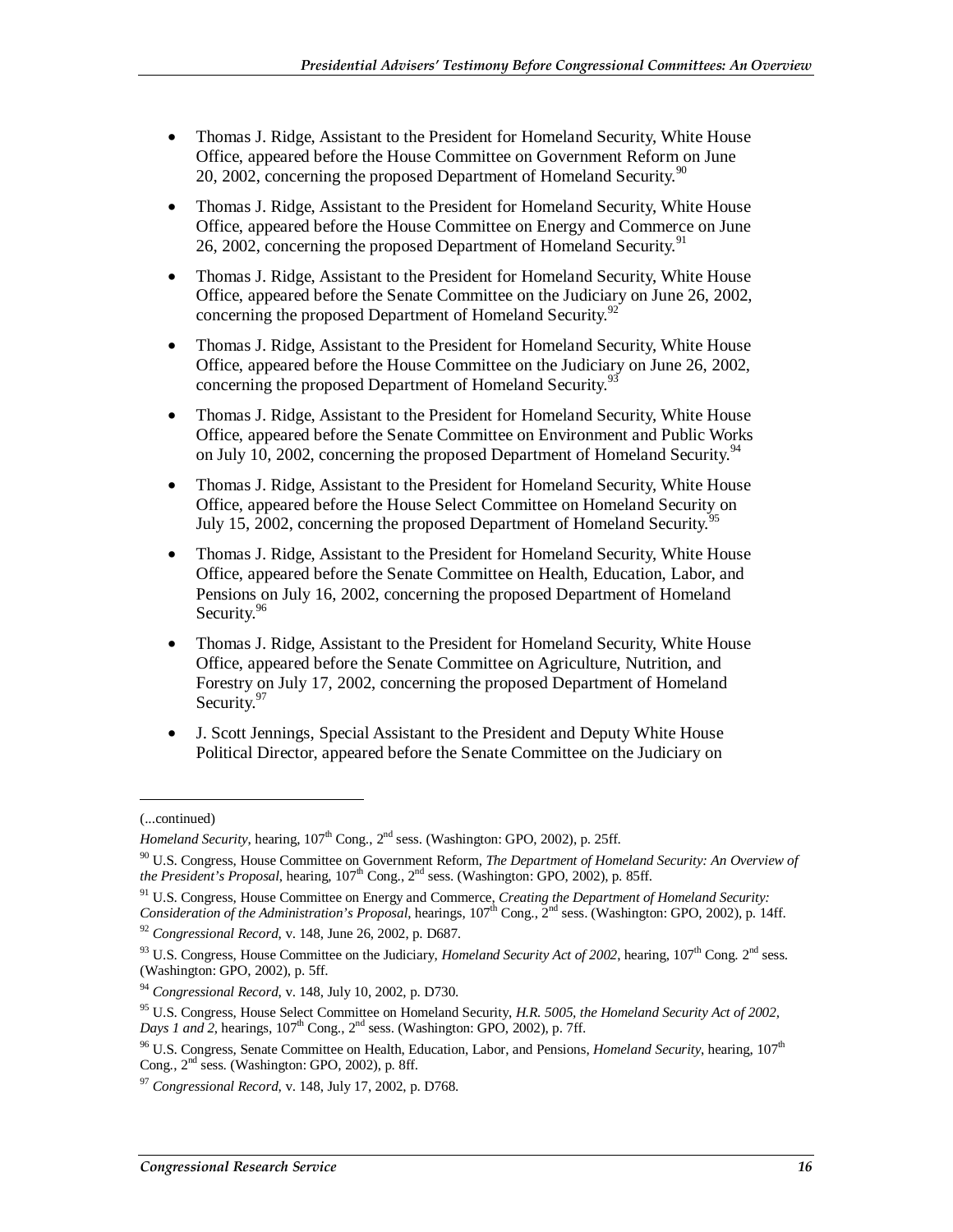- Thomas J. Ridge, Assistant to the President for Homeland Security, White House Office, appeared before the House Committee on Government Reform on June 20, 2002, concerning the proposed Department of Homeland Security.[90]

- Thomas J. Ridge, Assistant to the President for Homeland Security, White House Office, appeared before the House Committee on Energy and Commerce on June 26, 2002, concerning the proposed Department of Homeland Security.[91]

- Thomas J. Ridge, Assistant to the President for Homeland Security, White House Office, appeared before the Senate Committee on the Judiciary on June 26, 2002, concerning the proposed Department of Homeland Security.[92]

- Thomas J. Ridge, Assistant to the President for Homeland Security, White House Office, appeared before the House Committee on the Judiciary on June 26, 2002, concerning the proposed Department of Homeland Security.[93]

- Thomas J. Ridge, Assistant to the President for Homeland Security, White House Office, appeared before the Senate Committee on Environment and Public Works on July 10, 2002, concerning the proposed Department of Homeland Security.[94]

- Thomas J. Ridge, Assistant to the President for Homeland Security, White House Office, appeared before the House Select Committee on Homeland Security on July 15, 2002, concerning the proposed Department of Homeland Security.[95]

- Thomas J. Ridge, Assistant to the President for Homeland Security, White House Office, appeared before the Senate Committee on Health, Education, Labor, and Pensions on July 16, 2002, concerning the proposed Department of Homeland Security.[96]

- Thomas J. Ridge, Assistant to the President for Homeland Security, White House Office, appeared before the Senate Committee on Agriculture, Nutrition, and Forestry on July 17, 2002, concerning the proposed Department of Homeland Security.[97]

- J. Scott Jennings, Special Assistant to the President and Deputy White House Political Director, appeared before the Senate Committee on the Judiciary on

---

(...continued)

*Homeland Security*, hearing, 107th Cong., 2nd sess. (Washington: GPO, 2002), p. 25ff.

[90] U.S. Congress, House Committee on Government Reform, *The Department of Homeland Security: An Overview of the President's Proposal*, hearing, 107th Cong., 2nd sess. (Washington: GPO, 2002), p. 85ff.

[91] U.S. Congress, House Committee on Energy and Commerce, *Creating the Department of Homeland Security: Consideration of the Administration's Proposal*, hearings, 107th Cong., 2nd sess. (Washington: GPO, 2002), p. 14ff.

[92] *Congressional Record*, v. 148, June 26, 2002, p. D687.

[93] U.S. Congress, House Committee on the Judiciary, *Homeland Security Act of 2002*, hearing, 107th Cong. 2nd sess. (Washington: GPO, 2002), p. 5ff.

[94] *Congressional Record*, v. 148, July 10, 2002, p. D730.

[95] U.S. Congress, House Select Committee on Homeland Security, *H.R. 5005, the Homeland Security Act of 2002, Days 1 and 2*, hearings, 107th Cong., 2nd sess. (Washington: GPO, 2002), p. 7ff.

[96] U.S. Congress, Senate Committee on Health, Education, Labor, and Pensions, *Homeland Security*, hearing, 107th Cong., 2nd sess. (Washington: GPO, 2002), p. 8ff.

[97] *Congressional Record*, v. 148, July 17, 2002, p. D768.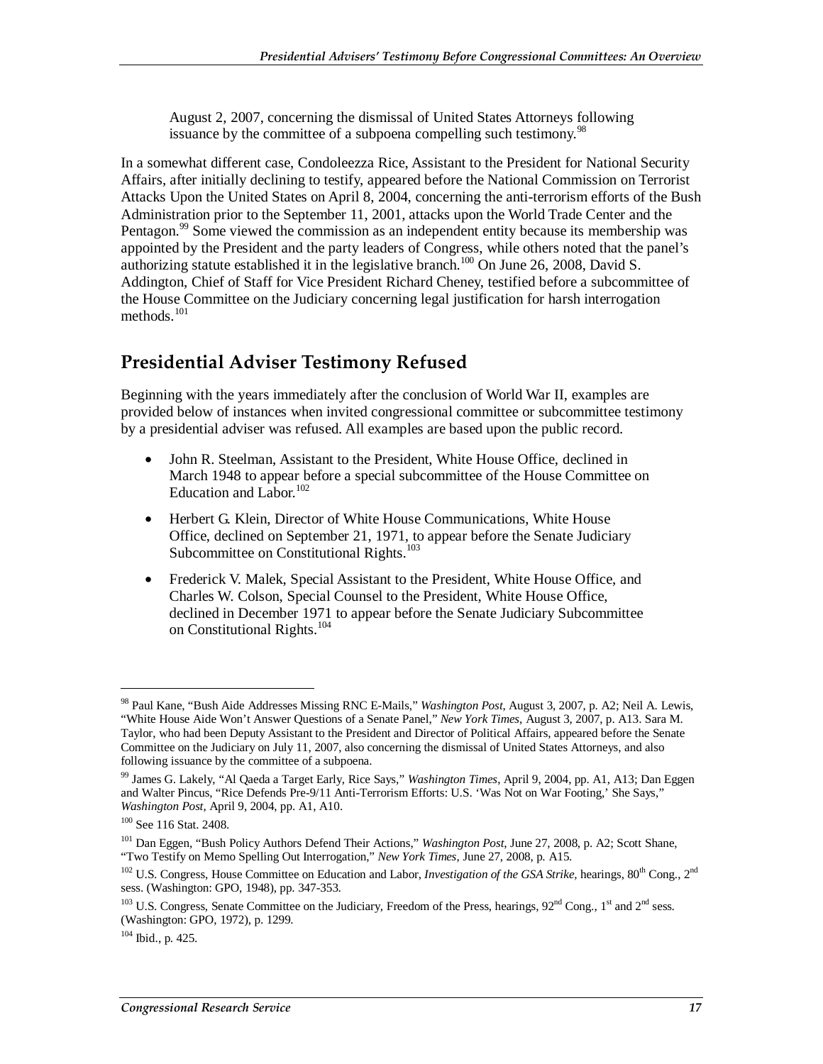August 2, 2007, concerning the dismissal of United States Attorneys following issuance by the committee of a subpoena compelling such testimony.[98]

In a somewhat different case, Condoleezza Rice, Assistant to the President for National Security Affairs, after initially declining to testify, appeared before the National Commission on Terrorist Attacks Upon the United States on April 8, 2004, concerning the anti-terrorism efforts of the Bush Administration prior to the September 11, 2001, attacks upon the World Trade Center and the Pentagon.[99] Some viewed the commission as an independent entity because its membership was appointed by the President and the party leaders of Congress, while others noted that the panel's authorizing statute established it in the legislative branch.[100] On June 26, 2008, David S. Addington, Chief of Staff for Vice President Richard Cheney, testified before a subcommittee of the House Committee on the Judiciary concerning legal justification for harsh interrogation methods.[101]

## Presidential Adviser Testimony Refused

Beginning with the years immediately after the conclusion of World War II, examples are provided below of instances when invited congressional committee or subcommittee testimony by a presidential adviser was refused. All examples are based upon the public record.

- John R. Steelman, Assistant to the President, White House Office, declined in March 1948 to appear before a special subcommittee of the House Committee on Education and Labor.[102]
- Herbert G. Klein, Director of White House Communications, White House Office, declined on September 21, 1971, to appear before the Senate Judiciary Subcommittee on Constitutional Rights.[103]
- Frederick V. Malek, Special Assistant to the President, White House Office, and Charles W. Colson, Special Counsel to the President, White House Office, declined in December 1971 to appear before the Senate Judiciary Subcommittee on Constitutional Rights.[104]

---

[98] Paul Kane, "Bush Aide Addresses Missing RNC E-Mails," *Washington Post*, August 3, 2007, p. A2; Neil A. Lewis, "White House Aide Won't Answer Questions of a Senate Panel," *New York Times*, August 3, 2007, p. A13. Sara M. Taylor, who had been Deputy Assistant to the President and Director of Political Affairs, appeared before the Senate Committee on the Judiciary on July 11, 2007, also concerning the dismissal of United States Attorneys, and also following issuance by the committee of a subpoena.

[99] James G. Lakely, "Al Qaeda a Target Early, Rice Says," *Washington Times*, April 9, 2004, pp. A1, A13; Dan Eggen and Walter Pincus, "Rice Defends Pre-9/11 Anti-Terrorism Efforts: U.S. 'Was Not on War Footing,' She Says," *Washington Post*, April 9, 2004, pp. A1, A10.

[100] See 116 Stat. 2408.

[101] Dan Eggen, "Bush Policy Authors Defend Their Actions," *Washington Post*, June 27, 2008, p. A2; Scott Shane, "Two Testify on Memo Spelling Out Interrogation," *New York Times*, June 27, 2008, p. A15.

[102] U.S. Congress, House Committee on Education and Labor, *Investigation of the GSA Strike*, hearings, 80th Cong., 2nd sess. (Washington: GPO, 1948), pp. 347-353.

[103] U.S. Congress, Senate Committee on the Judiciary, Freedom of the Press, hearings, 92nd Cong., 1st and 2nd sess. (Washington: GPO, 1972), p. 1299.

[104] Ibid., p. 425.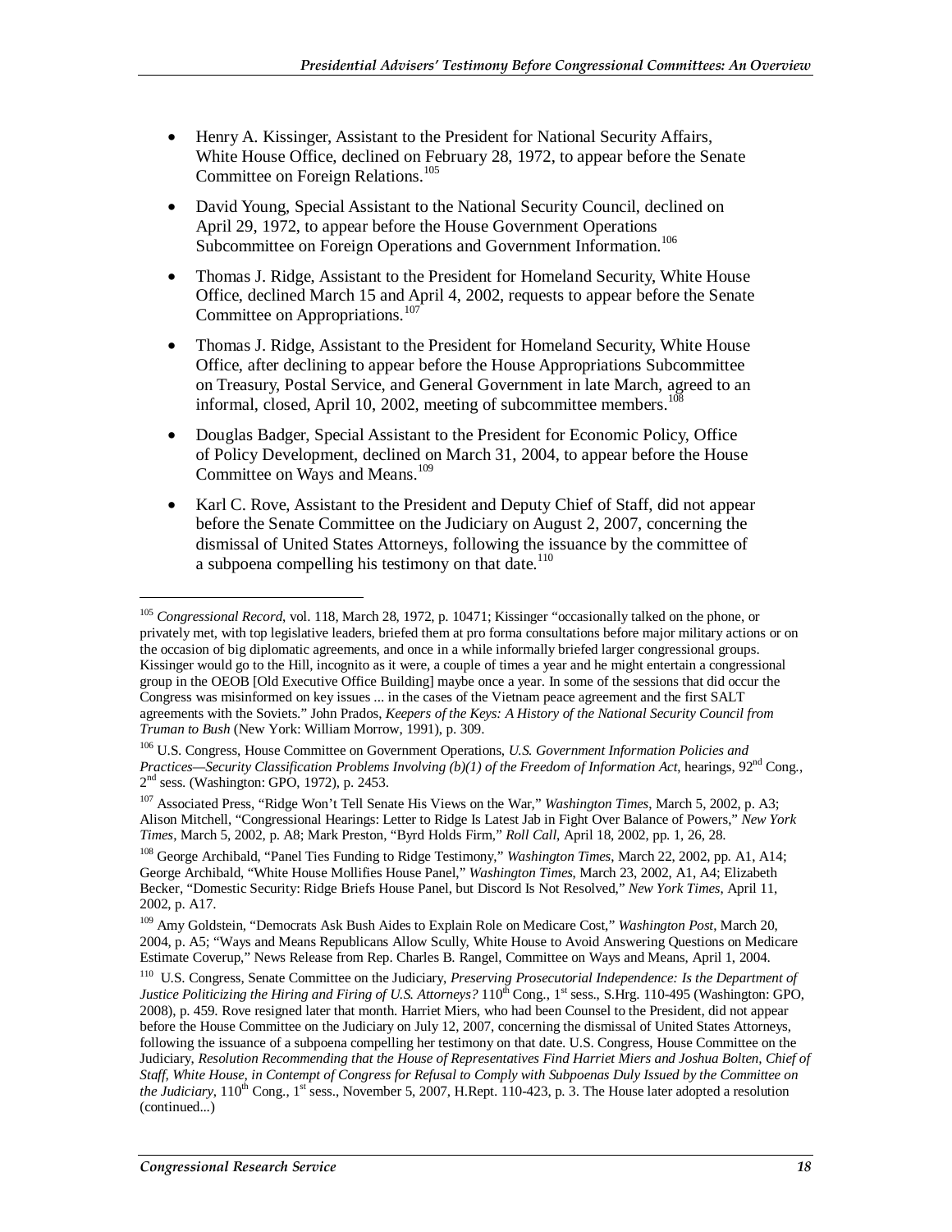- Henry A. Kissinger, Assistant to the President for National Security Affairs, White House Office, declined on February 28, 1972, to appear before the Senate Committee on Foreign Relations.[105]
- David Young, Special Assistant to the National Security Council, declined on April 29, 1972, to appear before the House Government Operations Subcommittee on Foreign Operations and Government Information.[106]
- Thomas J. Ridge, Assistant to the President for Homeland Security, White House Office, declined March 15 and April 4, 2002, requests to appear before the Senate Committee on Appropriations.[107]
- Thomas J. Ridge, Assistant to the President for Homeland Security, White House Office, after declining to appear before the House Appropriations Subcommittee on Treasury, Postal Service, and General Government in late March, agreed to an informal, closed, April 10, 2002, meeting of subcommittee members.[108]
- Douglas Badger, Special Assistant to the President for Economic Policy, Office of Policy Development, declined on March 31, 2004, to appear before the House Committee on Ways and Means.[109]
- Karl C. Rove, Assistant to the President and Deputy Chief of Staff, did not appear before the Senate Committee on the Judiciary on August 2, 2007, concerning the dismissal of United States Attorneys, following the issuance by the committee of a subpoena compelling his testimony on that date.[110]

---

[105] *Congressional Record*, vol. 118, March 28, 1972, p. 10471; Kissinger "occasionally talked on the phone, or privately met, with top legislative leaders, briefed them at pro forma consultations before major military actions or on the occasion of big diplomatic agreements, and once in a while informally briefed larger congressional groups. Kissinger would go to the Hill, incognito as it were, a couple of times a year and he might entertain a congressional group in the OEOB [Old Executive Office Building] maybe once a year. In some of the sessions that did occur the Congress was misinformed on key issues ... in the cases of the Vietnam peace agreement and the first SALT agreements with the Soviets." John Prados, *Keepers of the Keys: A History of the National Security Council from Truman to Bush* (New York: William Morrow, 1991), p. 309.

[106] U.S. Congress, House Committee on Government Operations, *U.S. Government Information Policies and Practices—Security Classification Problems Involving (b)(1) of the Freedom of Information Act*, hearings, 92nd Cong., 2nd sess. (Washington: GPO, 1972), p. 2453.

[107] Associated Press, "Ridge Won't Tell Senate His Views on the War," *Washington Times*, March 5, 2002, p. A3; Alison Mitchell, "Congressional Hearings: Letter to Ridge Is Latest Jab in Fight Over Balance of Powers," *New York Times*, March 5, 2002, p. A8; Mark Preston, "Byrd Holds Firm," *Roll Call*, April 18, 2002, pp. 1, 26, 28.

[108] George Archibald, "Panel Ties Funding to Ridge Testimony," *Washington Times*, March 22, 2002, pp. A1, A14; George Archibald, "White House Mollifies House Panel," *Washington Times*, March 23, 2002, A1, A4; Elizabeth Becker, "Domestic Security: Ridge Briefs House Panel, but Discord Is Not Resolved," *New York Times*, April 11, 2002, p. A17.

[109] Amy Goldstein, "Democrats Ask Bush Aides to Explain Role on Medicare Cost," *Washington Post*, March 20, 2004, p. A5; "Ways and Means Republicans Allow Scully, White House to Avoid Answering Questions on Medicare Estimate Coverup," News Release from Rep. Charles B. Rangel, Committee on Ways and Means, April 1, 2004.

[110] U.S. Congress, Senate Committee on the Judiciary, *Preserving Prosecutorial Independence: Is the Department of Justice Politicizing the Hiring and Firing of U.S. Attorneys?* 110th Cong., 1st sess., S.Hrg. 110-495 (Washington: GPO, 2008), p. 459. Rove resigned later that month. Harriet Miers, who had been Counsel to the President, did not appear before the House Committee on the Judiciary on July 12, 2007, concerning the dismissal of United States Attorneys, following the issuance of a subpoena compelling her testimony on that date. U.S. Congress, House Committee on the Judiciary, *Resolution Recommending that the House of Representatives Find Harriet Miers and Joshua Bolten, Chief of Staff, White House, in Contempt of Congress for Refusal to Comply with Subpoenas Duly Issued by the Committee on the Judiciary*, 110th Cong., 1st sess., November 5, 2007, H.Rept. 110-423, p. 3. The House later adopted a resolution (continued...)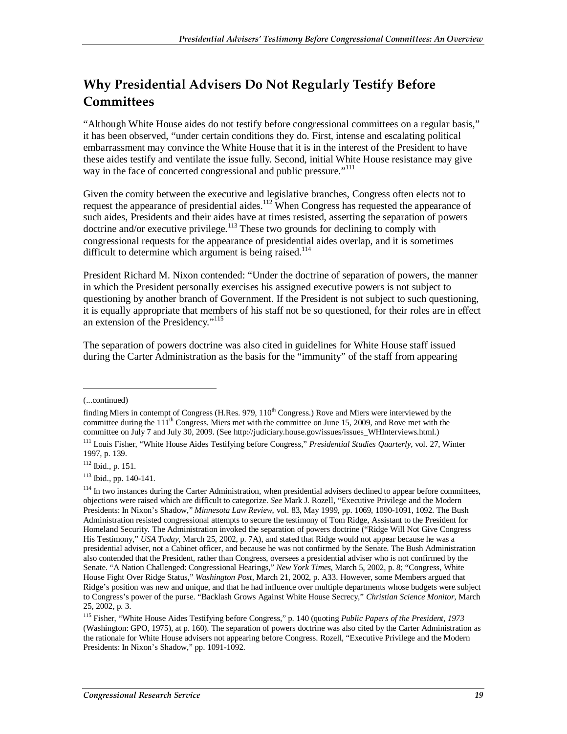## Why Presidential Advisers Do Not Regularly Testify Before Committees

"Although White House aides do not testify before congressional committees on a regular basis," it has been observed, "under certain conditions they do. First, intense and escalating political embarrassment may convince the White House that it is in the interest of the President to have these aides testify and ventilate the issue fully. Second, initial White House resistance may give way in the face of concerted congressional and public pressure."[111]

Given the comity between the executive and legislative branches, Congress often elects not to request the appearance of presidential aides.[112] When Congress has requested the appearance of such aides, Presidents and their aides have at times resisted, asserting the separation of powers doctrine and/or executive privilege.[113] These two grounds for declining to comply with congressional requests for the appearance of presidential aides overlap, and it is sometimes difficult to determine which argument is being raised.[114]

President Richard M. Nixon contended: "Under the doctrine of separation of powers, the manner in which the President personally exercises his assigned executive powers is not subject to questioning by another branch of Government. If the President is not subject to such questioning, it is equally appropriate that members of his staff not be so questioned, for their roles are in effect an extension of the Presidency."[115]

The separation of powers doctrine was also cited in guidelines for White House staff issued during the Carter Administration as the basis for the "immunity" of the staff from appearing

---

(...continued)

finding Miers in contempt of Congress (H.Res. 979, 110th Congress.) Rove and Miers were interviewed by the committee during the 111th Congress. Miers met with the committee on June 15, 2009, and Rove met with the committee on July 7 and July 30, 2009. (See http://judiciary.house.gov/issues/issues_WHInterviews.html.)

[111] Louis Fisher, "White House Aides Testifying before Congress," *Presidential Studies Quarterly*, vol. 27, Winter 1997, p. 139.

[112] Ibid., p. 151.

[113] Ibid., pp. 140-141.

[114] In two instances during the Carter Administration, when presidential advisers declined to appear before committees, objections were raised which are difficult to categorize. *See* Mark J. Rozell, "Executive Privilege and the Modern Presidents: In Nixon's Shadow," *Minnesota Law Review*, vol. 83, May 1999, pp. 1069, 1090-1091, 1092. The Bush Administration resisted congressional attempts to secure the testimony of Tom Ridge, Assistant to the President for Homeland Security. The Administration invoked the separation of powers doctrine ("Ridge Will Not Give Congress His Testimony," *USA Today*, March 25, 2002, p. 7A), and stated that Ridge would not appear because he was a presidential adviser, not a Cabinet officer, and because he was not confirmed by the Senate. The Bush Administration also contended that the President, rather than Congress, oversees a presidential adviser who is not confirmed by the Senate. "A Nation Challenged: Congressional Hearings," *New York Times*, March 5, 2002, p. 8; "Congress, White House Fight Over Ridge Status," *Washington Post*, March 21, 2002, p. A33. However, some Members argued that Ridge's position was new and unique, and that he had influence over multiple departments whose budgets were subject to Congress's power of the purse. "Backlash Grows Against White House Secrecy," *Christian Science Monitor*, March 25, 2002, p. 3.

[115] Fisher, "White House Aides Testifying before Congress," p. 140 (quoting *Public Papers of the President, 1973* (Washington: GPO, 1975), at p. 160). The separation of powers doctrine was also cited by the Carter Administration as the rationale for White House advisers not appearing before Congress. Rozell, "Executive Privilege and the Modern Presidents: In Nixon's Shadow," pp. 1091-1092.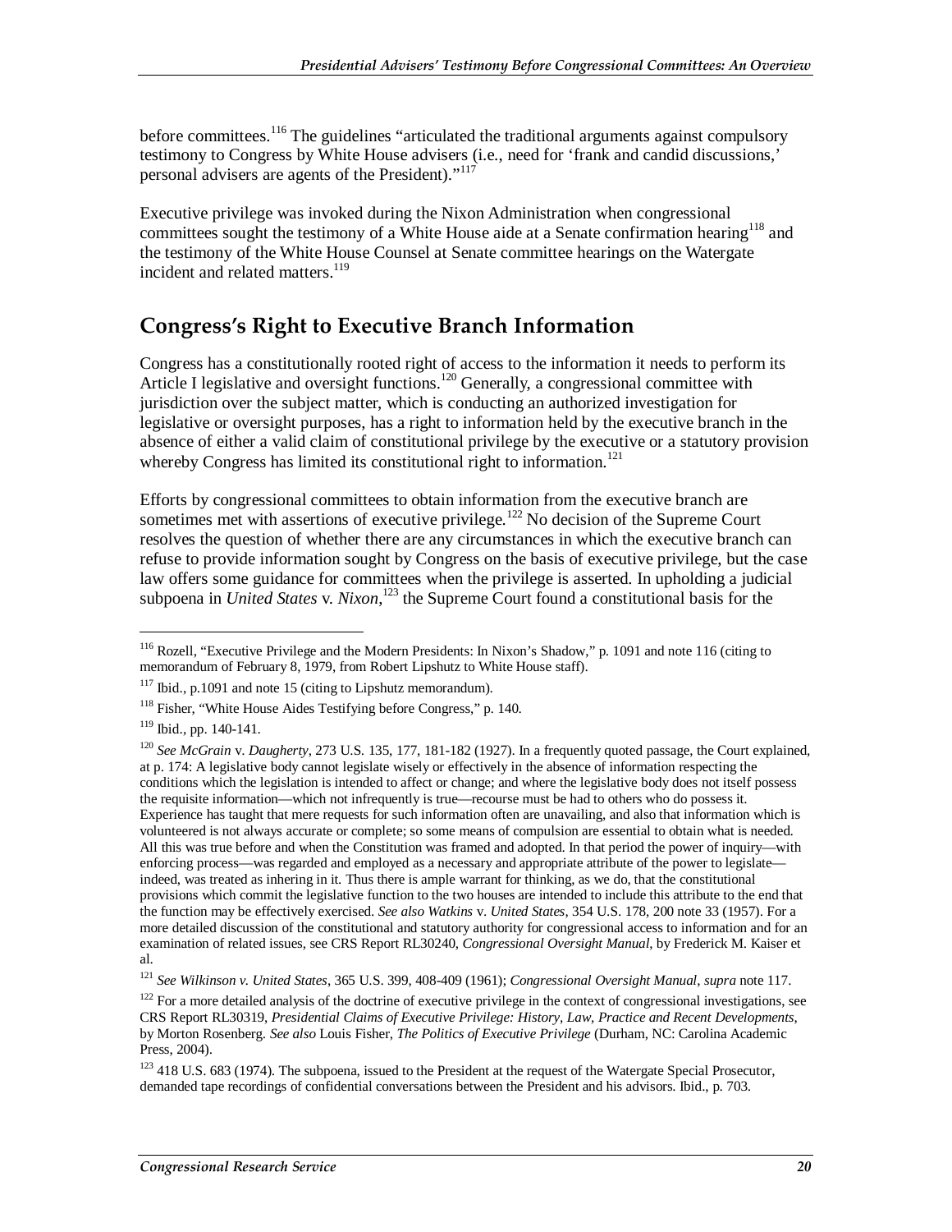before committees.[116] The guidelines "articulated the traditional arguments against compulsory testimony to Congress by White House advisers (i.e., need for 'frank and candid discussions,' personal advisers are agents of the President)."[117]

Executive privilege was invoked during the Nixon Administration when congressional committees sought the testimony of a White House aide at a Senate confirmation hearing[118] and the testimony of the White House Counsel at Senate committee hearings on the Watergate incident and related matters.[119]

## Congress's Right to Executive Branch Information

Congress has a constitutionally rooted right of access to the information it needs to perform its Article I legislative and oversight functions.[120] Generally, a congressional committee with jurisdiction over the subject matter, which is conducting an authorized investigation for legislative or oversight purposes, has a right to information held by the executive branch in the absence of either a valid claim of constitutional privilege by the executive or a statutory provision whereby Congress has limited its constitutional right to information.[121]

Efforts by congressional committees to obtain information from the executive branch are sometimes met with assertions of executive privilege.[122] No decision of the Supreme Court resolves the question of whether there are any circumstances in which the executive branch can refuse to provide information sought by Congress on the basis of executive privilege, but the case law offers some guidance for committees when the privilege is asserted. In upholding a judicial subpoena in *United States* v. *Nixon*,[123] the Supreme Court found a constitutional basis for the

---

[116] Rozell, "Executive Privilege and the Modern Presidents: In Nixon's Shadow," p. 1091 and note 116 (citing to memorandum of February 8, 1979, from Robert Lipshutz to White House staff).

[117] Ibid., p.1091 and note 15 (citing to Lipshutz memorandum).

[118] Fisher, "White House Aides Testifying before Congress," p. 140.

[119] Ibid., pp. 140-141.

[120] *See McGrain* v. *Daugherty*, 273 U.S. 135, 177, 181-182 (1927). In a frequently quoted passage, the Court explained, at p. 174: A legislative body cannot legislate wisely or effectively in the absence of information respecting the conditions which the legislation is intended to affect or change; and where the legislative body does not itself possess the requisite information—which not infrequently is true—recourse must be had to others who do possess it. Experience has taught that mere requests for such information often are unavailing, and also that information which is volunteered is not always accurate or complete; so some means of compulsion are essential to obtain what is needed. All this was true before and when the Constitution was framed and adopted. In that period the power of inquiry—with enforcing process—was regarded and employed as a necessary and appropriate attribute of the power to legislate—indeed, was treated as inhering in it. Thus there is ample warrant for thinking, as we do, that the constitutional provisions which commit the legislative function to the two houses are intended to include this attribute to the end that the function may be effectively exercised. *See also Watkins* v. *United States*, 354 U.S. 178, 200 note 33 (1957). For a more detailed discussion of the constitutional and statutory authority for congressional access to information and for an examination of related issues, see CRS Report RL30240, *Congressional Oversight Manual*, by Frederick M. Kaiser et al.

[121] *See Wilkinson v. United States*, 365 U.S. 399, 408-409 (1961); *Congressional Oversight Manual*, *supra* note 117.

[122] For a more detailed analysis of the doctrine of executive privilege in the context of congressional investigations, see CRS Report RL30319, *Presidential Claims of Executive Privilege: History, Law, Practice and Recent Developments*, by Morton Rosenberg. *See also* Louis Fisher, *The Politics of Executive Privilege* (Durham, NC: Carolina Academic Press, 2004).

[123] 418 U.S. 683 (1974). The subpoena, issued to the President at the request of the Watergate Special Prosecutor, demanded tape recordings of confidential conversations between the President and his advisors. Ibid., p. 703.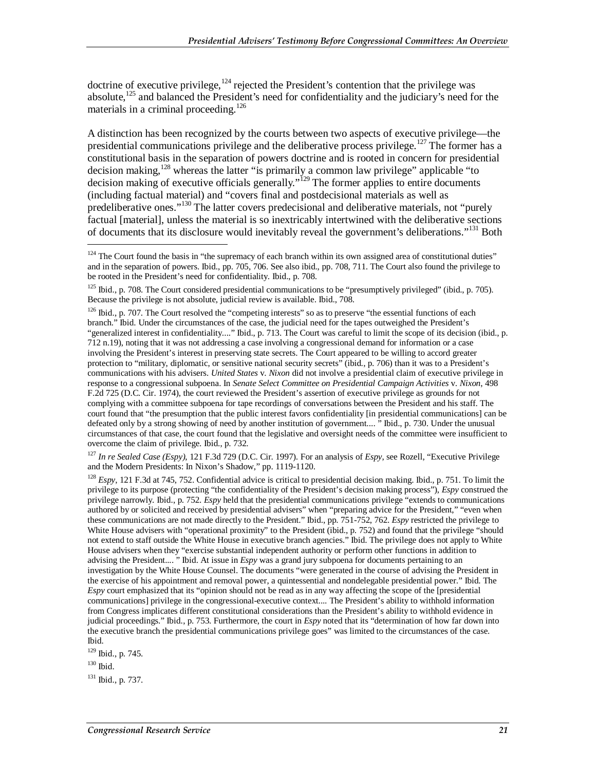doctrine of executive privilege,[124] rejected the President's contention that the privilege was absolute,[125] and balanced the President's need for confidentiality and the judiciary's need for the materials in a criminal proceeding.[126]

A distinction has been recognized by the courts between two aspects of executive privilege—the presidential communications privilege and the deliberative process privilege.[127] The former has a constitutional basis in the separation of powers doctrine and is rooted in concern for presidential decision making,[128] whereas the latter "is primarily a common law privilege" applicable "to decision making of executive officials generally."[129] The former applies to entire documents (including factual material) and "covers final and postdecisional materials as well as predeliberative ones."[130] The latter covers predecisional and deliberative materials, not "purely factual [material], unless the material is so inextricably intertwined with the deliberative sections of documents that its disclosure would inevitably reveal the government's deliberations."[131] Both

---

[124] The Court found the basis in "the supremacy of each branch within its own assigned area of constitutional duties" and in the separation of powers. Ibid., pp. 705, 706. See also ibid., pp. 708, 711. The Court also found the privilege to be rooted in the President's need for confidentiality. Ibid., p. 708.

[125] Ibid., p. 708. The Court considered presidential communications to be "presumptively privileged" (ibid., p. 705). Because the privilege is not absolute, judicial review is available. Ibid., 708.

[126] Ibid., p. 707. The Court resolved the "competing interests" so as to preserve "the essential functions of each branch." Ibid. Under the circumstances of the case, the judicial need for the tapes outweighed the President's "generalized interest in confidentiality...." Ibid., p. 713. The Court was careful to limit the scope of its decision (ibid., p. 712 n.19), noting that it was not addressing a case involving a congressional demand for information or a case involving the President's interest in preserving state secrets. The Court appeared to be willing to accord greater protection to "military, diplomatic, or sensitive national security secrets" (ibid., p. 706) than it was to a President's communications with his advisers. *United States* v. *Nixon* did not involve a presidential claim of executive privilege in response to a congressional subpoena. In *Senate Select Committee on Presidential Campaign Activities* v. *Nixon*, 498 F.2d 725 (D.C. Cir. 1974), the court reviewed the President's assertion of executive privilege as grounds for not complying with a committee subpoena for tape recordings of conversations between the President and his staff. The court found that "the presumption that the public interest favors confidentiality [in presidential communications] can be defeated only by a strong showing of need by another institution of government.... " Ibid., p. 730. Under the unusual circumstances of that case, the court found that the legislative and oversight needs of the committee were insufficient to overcome the claim of privilege. Ibid., p. 732.

[127] *In re Sealed Case (Espy)*, 121 F.3d 729 (D.C. Cir. 1997). For an analysis of *Espy*, see Rozell, "Executive Privilege and the Modern Presidents: In Nixon's Shadow," pp. 1119-1120.

[128] *Espy*, 121 F.3d at 745, 752. Confidential advice is critical to presidential decision making. Ibid., p. 751. To limit the privilege to its purpose (protecting "the confidentiality of the President's decision making process"), *Espy* construed the privilege narrowly. Ibid., p. 752. *Espy* held that the presidential communications privilege "extends to communications authored by or solicited and received by presidential advisers" when "preparing advice for the President," "even when these communications are not made directly to the President." Ibid., pp. 751-752, 762. *Espy* restricted the privilege to White House advisers with "operational proximity" to the President (ibid., p. 752) and found that the privilege "should not extend to staff outside the White House in executive branch agencies." Ibid. The privilege does not apply to White House advisers when they "exercise substantial independent authority or perform other functions in addition to advising the President.... " Ibid. At issue in *Espy* was a grand jury subpoena for documents pertaining to an investigation by the White House Counsel. The documents "were generated in the course of advising the President in the exercise of his appointment and removal power, a quintessential and nondelegable presidential power." Ibid. The *Espy* court emphasized that its "opinion should not be read as in any way affecting the scope of the [presidential communications] privilege in the congressional-executive context.... The President's ability to withhold information from Congress implicates different constitutional considerations than the President's ability to withhold evidence in judicial proceedings." Ibid., p. 753. Furthermore, the court in *Espy* noted that its "determination of how far down into the executive branch the presidential communications privilege goes" was limited to the circumstances of the case. Ibid.

[129] Ibid., p. 745.

[130] Ibid.

[131] Ibid., p. 737.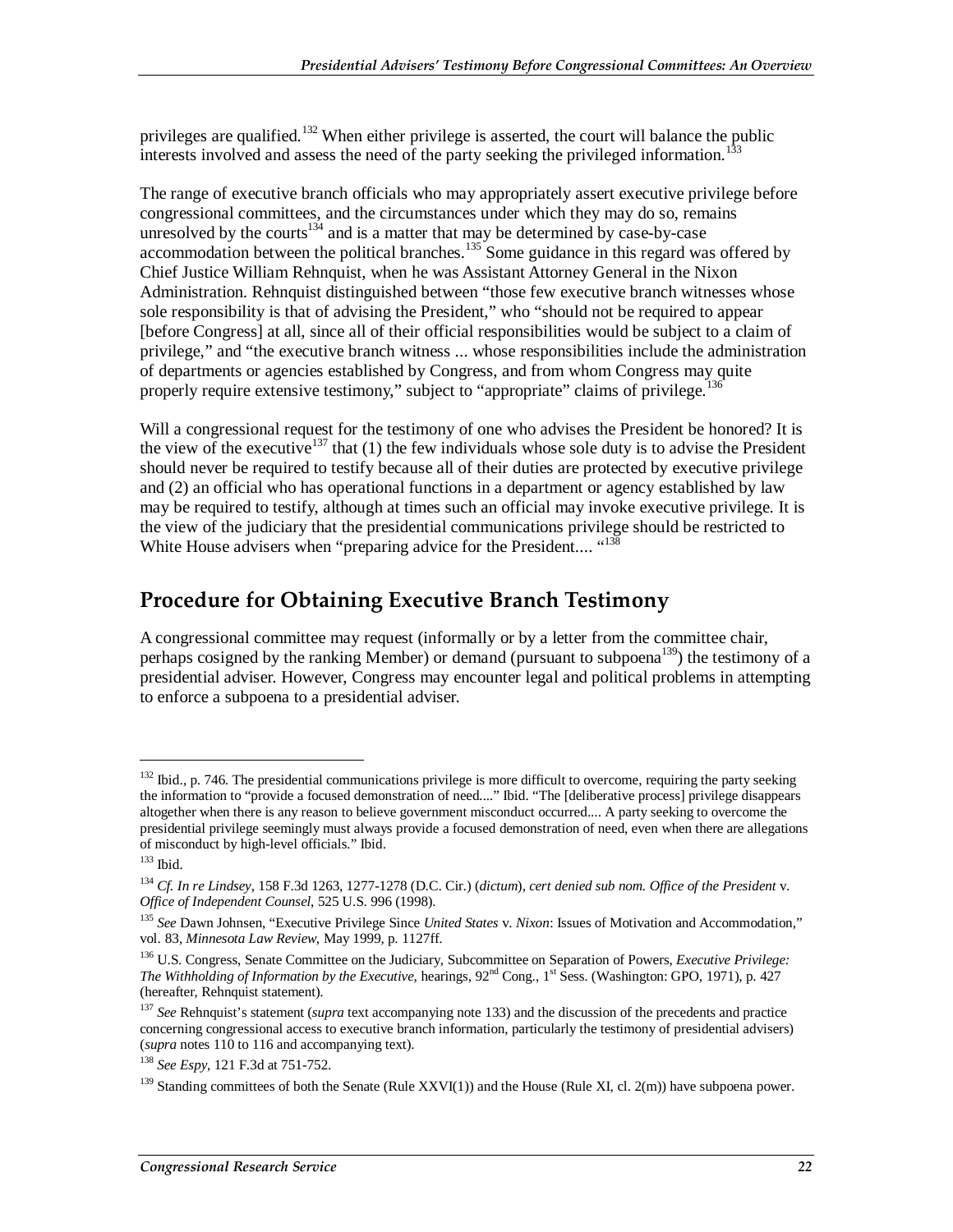privileges are qualified.[132] When either privilege is asserted, the court will balance the public interests involved and assess the need of the party seeking the privileged information.[133]

The range of executive branch officials who may appropriately assert executive privilege before congressional committees, and the circumstances under which they may do so, remains unresolved by the courts[134] and is a matter that may be determined by case-by-case accommodation between the political branches.[135] Some guidance in this regard was offered by Chief Justice William Rehnquist, when he was Assistant Attorney General in the Nixon Administration. Rehnquist distinguished between "those few executive branch witnesses whose sole responsibility is that of advising the President," who "should not be required to appear [before Congress] at all, since all of their official responsibilities would be subject to a claim of privilege," and "the executive branch witness ... whose responsibilities include the administration of departments or agencies established by Congress, and from whom Congress may quite properly require extensive testimony," subject to "appropriate" claims of privilege.[136]

Will a congressional request for the testimony of one who advises the President be honored? It is the view of the executive[137] that (1) the few individuals whose sole duty is to advise the President should never be required to testify because all of their duties are protected by executive privilege and (2) an official who has operational functions in a department or agency established by law may be required to testify, although at times such an official may invoke executive privilege. It is the view of the judiciary that the presidential communications privilege should be restricted to White House advisers when "preparing advice for the President.... "[138]

## Procedure for Obtaining Executive Branch Testimony

A congressional committee may request (informally or by a letter from the committee chair, perhaps cosigned by the ranking Member) or demand (pursuant to subpoena[139]) the testimony of a presidential adviser. However, Congress may encounter legal and political problems in attempting to enforce a subpoena to a presidential adviser.

---

[132] Ibid., p. 746. The presidential communications privilege is more difficult to overcome, requiring the party seeking the information to "provide a focused demonstration of need...." Ibid. "The [deliberative process] privilege disappears altogether when there is any reason to believe government misconduct occurred.... A party seeking to overcome the presidential privilege seemingly must always provide a focused demonstration of need, even when there are allegations of misconduct by high-level officials." Ibid.

[133] Ibid.

[134] *Cf. In re Lindsey*, 158 F.3d 1263, 1277-1278 (D.C. Cir.) (*dictum*), *cert denied sub nom. Office of the President* v. *Office of Independent Counsel*, 525 U.S. 996 (1998).

[135] *See* Dawn Johnsen, "Executive Privilege Since *United States* v. *Nixon*: Issues of Motivation and Accommodation," vol. 83, *Minnesota Law Review*, May 1999, p. 1127ff.

[136] U.S. Congress, Senate Committee on the Judiciary, Subcommittee on Separation of Powers, *Executive Privilege: The Withholding of Information by the Executive*, hearings, 92nd Cong., 1st Sess. (Washington: GPO, 1971), p. 427 (hereafter, Rehnquist statement).

[137] *See* Rehnquist's statement (*supra* text accompanying note 133) and the discussion of the precedents and practice concerning congressional access to executive branch information, particularly the testimony of presidential advisers) (*supra* notes 110 to 116 and accompanying text).

[138] *See Espy*, 121 F.3d at 751-752.

[139] Standing committees of both the Senate (Rule XXVI(1)) and the House (Rule XI, cl. 2(m)) have subpoena power.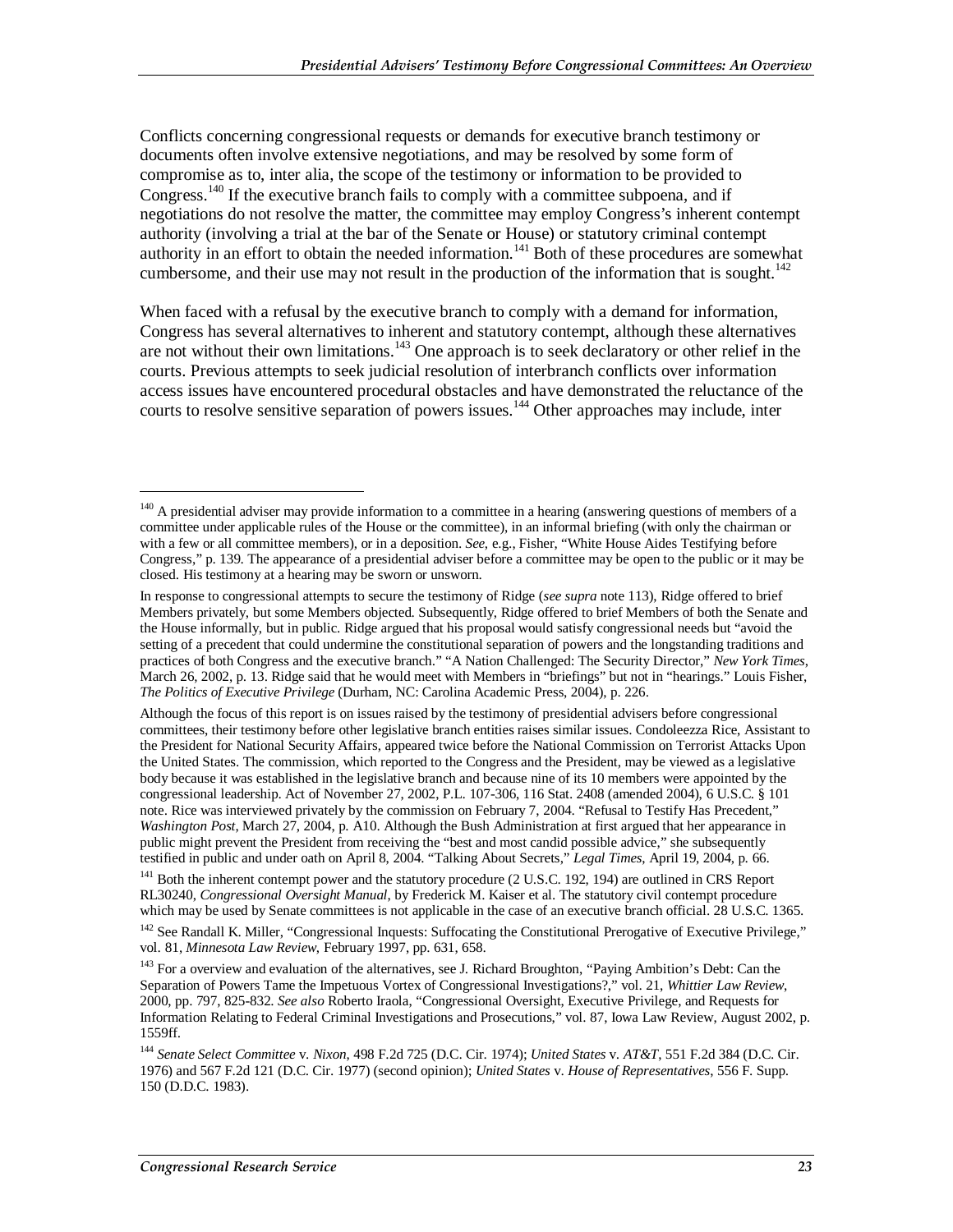Conflicts concerning congressional requests or demands for executive branch testimony or documents often involve extensive negotiations, and may be resolved by some form of compromise as to, inter alia, the scope of the testimony or information to be provided to Congress.[140] If the executive branch fails to comply with a committee subpoena, and if negotiations do not resolve the matter, the committee may employ Congress's inherent contempt authority (involving a trial at the bar of the Senate or House) or statutory criminal contempt authority in an effort to obtain the needed information.[141] Both of these procedures are somewhat cumbersome, and their use may not result in the production of the information that is sought.[142]

When faced with a refusal by the executive branch to comply with a demand for information, Congress has several alternatives to inherent and statutory contempt, although these alternatives are not without their own limitations.[143] One approach is to seek declaratory or other relief in the courts. Previous attempts to seek judicial resolution of interbranch conflicts over information access issues have encountered procedural obstacles and have demonstrated the reluctance of the courts to resolve sensitive separation of powers issues.[144] Other approaches may include, inter

---

[140] A presidential adviser may provide information to a committee in a hearing (answering questions of members of a committee under applicable rules of the House or the committee), in an informal briefing (with only the chairman or with a few or all committee members), or in a deposition. *See*, e.g., Fisher, "White House Aides Testifying before Congress," p. 139. The appearance of a presidential adviser before a committee may be open to the public or it may be closed. His testimony at a hearing may be sworn or unsworn.

In response to congressional attempts to secure the testimony of Ridge (*see supra* note 113), Ridge offered to brief Members privately, but some Members objected. Subsequently, Ridge offered to brief Members of both the Senate and the House informally, but in public. Ridge argued that his proposal would satisfy congressional needs but "avoid the setting of a precedent that could undermine the constitutional separation of powers and the longstanding traditions and practices of both Congress and the executive branch." "A Nation Challenged: The Security Director," *New York Times*, March 26, 2002, p. 13. Ridge said that he would meet with Members in "briefings" but not in "hearings." Louis Fisher, *The Politics of Executive Privilege* (Durham, NC: Carolina Academic Press, 2004), p. 226.

Although the focus of this report is on issues raised by the testimony of presidential advisers before congressional committees, their testimony before other legislative branch entities raises similar issues. Condoleezza Rice, Assistant to the President for National Security Affairs, appeared twice before the National Commission on Terrorist Attacks Upon the United States. The commission, which reported to the Congress and the President, may be viewed as a legislative body because it was established in the legislative branch and because nine of its 10 members were appointed by the congressional leadership. Act of November 27, 2002, P.L. 107-306, 116 Stat. 2408 (amended 2004), 6 U.S.C. § 101 note. Rice was interviewed privately by the commission on February 7, 2004. "Refusal to Testify Has Precedent," *Washington Post*, March 27, 2004, p. A10. Although the Bush Administration at first argued that her appearance in public might prevent the President from receiving the "best and most candid possible advice," she subsequently testified in public and under oath on April 8, 2004. "Talking About Secrets," *Legal Times*, April 19, 2004, p. 66.

[141] Both the inherent contempt power and the statutory procedure (2 U.S.C. 192, 194) are outlined in CRS Report RL30240, *Congressional Oversight Manual*, by Frederick M. Kaiser et al. The statutory civil contempt procedure which may be used by Senate committees is not applicable in the case of an executive branch official. 28 U.S.C. 1365.

[142] See Randall K. Miller, "Congressional Inquests: Suffocating the Constitutional Prerogative of Executive Privilege," vol. 81, *Minnesota Law Review*, February 1997, pp. 631, 658.

[143] For a overview and evaluation of the alternatives, see J. Richard Broughton, "Paying Ambition's Debt: Can the Separation of Powers Tame the Impetuous Vortex of Congressional Investigations?," vol. 21, *Whittier Law Review*, 2000, pp. 797, 825-832. *See also* Roberto Iraola, "Congressional Oversight, Executive Privilege, and Requests for Information Relating to Federal Criminal Investigations and Prosecutions," vol. 87, Iowa Law Review, August 2002, p. 1559ff.

[144] *Senate Select Committee* v. *Nixon*, 498 F.2d 725 (D.C. Cir. 1974); *United States* v. *AT&T*, 551 F.2d 384 (D.C. Cir. 1976) and 567 F.2d 121 (D.C. Cir. 1977) (second opinion); *United States* v. *House of Representatives*, 556 F. Supp. 150 (D.D.C. 1983).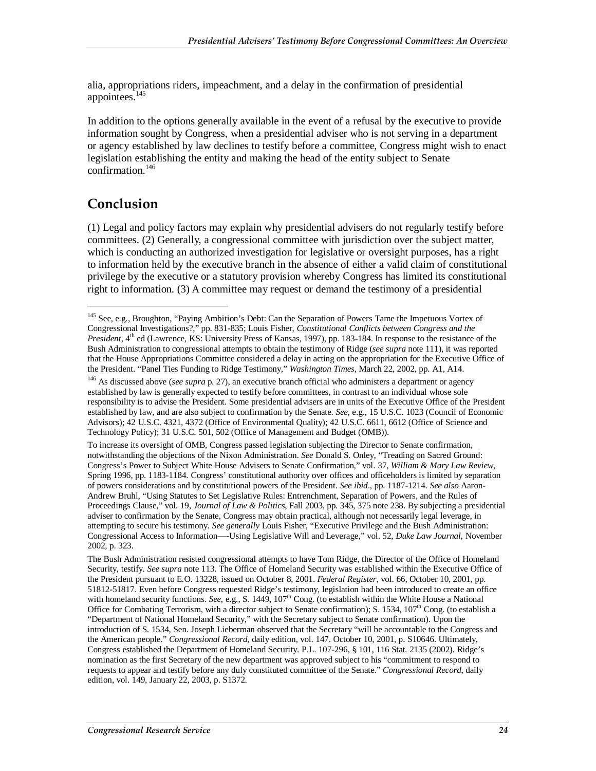alia, appropriations riders, impeachment, and a delay in the confirmation of presidential appointees.[145]

In addition to the options generally available in the event of a refusal by the executive to provide information sought by Congress, when a presidential adviser who is not serving in a department or agency established by law declines to testify before a committee, Congress might wish to enact legislation establishing the entity and making the head of the entity subject to Senate confirmation.[146]

## Conclusion

(1) Legal and policy factors may explain why presidential advisers do not regularly testify before committees. (2) Generally, a congressional committee with jurisdiction over the subject matter, which is conducting an authorized investigation for legislative or oversight purposes, has a right to information held by the executive branch in the absence of either a valid claim of constitutional privilege by the executive or a statutory provision whereby Congress has limited its constitutional right to information. (3) A committee may request or demand the testimony of a presidential

---

[145] See, e.g., Broughton, "Paying Ambition's Debt: Can the Separation of Powers Tame the Impetuous Vortex of Congressional Investigations?," pp. 831-835; Louis Fisher, *Constitutional Conflicts between Congress and the President*, 4th ed (Lawrence, KS: University Press of Kansas, 1997), pp. 183-184. In response to the resistance of the Bush Administration to congressional attempts to obtain the testimony of Ridge (*see supra* note 111), it was reported that the House Appropriations Committee considered a delay in acting on the appropriation for the Executive Office of the President. "Panel Ties Funding to Ridge Testimony," *Washington Times*, March 22, 2002, pp. A1, A14.

[146] As discussed above (*see supra* p. 27), an executive branch official who administers a department or agency established by law is generally expected to testify before committees, in contrast to an individual whose sole responsibility is to advise the President. Some presidential advisers are in units of the Executive Office of the President established by law, and are also subject to confirmation by the Senate. *See*, e.g., 15 U.S.C. 1023 (Council of Economic Advisors); 42 U.S.C. 4321, 4372 (Office of Environmental Quality); 42 U.S.C. 6611, 6612 (Office of Science and Technology Policy); 31 U.S.C. 501, 502 (Office of Management and Budget (OMB)).

To increase its oversight of OMB, Congress passed legislation subjecting the Director to Senate confirmation, notwithstanding the objections of the Nixon Administration. *See* Donald S. Onley, "Treading on Sacred Ground: Congress's Power to Subject White House Advisers to Senate Confirmation," vol. 37, *William & Mary Law Review*, Spring 1996, pp. 1183-1184. Congress' constitutional authority over offices and officeholders is limited by separation of powers considerations and by constitutional powers of the President. *See ibid*., pp. 1187-1214. *See also* Aaron-Andrew Bruhl, "Using Statutes to Set Legislative Rules: Entrenchment, Separation of Powers, and the Rules of Proceedings Clause," vol. 19, *Journal of Law & Politics*, Fall 2003, pp. 345, 375 note 238. By subjecting a presidential adviser to confirmation by the Senate, Congress may obtain practical, although not necessarily legal leverage, in attempting to secure his testimony. *See generally* Louis Fisher, "Executive Privilege and the Bush Administration: Congressional Access to Information—-Using Legislative Will and Leverage," vol. 52, *Duke Law Journal*, November 2002, p. 323.

The Bush Administration resisted congressional attempts to have Tom Ridge, the Director of the Office of Homeland Security, testify. *See supra* note 113. The Office of Homeland Security was established within the Executive Office of the President pursuant to E.O. 13228, issued on October 8, 2001. *Federal Register*, vol. 66, October 10, 2001, pp. 51812-51817. Even before Congress requested Ridge's testimony, legislation had been introduced to create an office with homeland security functions. *See*, e.g., S. 1449, 107th Cong. (to establish within the White House a National Office for Combating Terrorism, with a director subject to Senate confirmation); S. 1534, 107th Cong. (to establish a "Department of National Homeland Security," with the Secretary subject to Senate confirmation). Upon the introduction of S. 1534, Sen. Joseph Lieberman observed that the Secretary "will be accountable to the Congress and the American people." *Congressional Record*, daily edition, vol. 147. October 10, 2001, p. S10646. Ultimately, Congress established the Department of Homeland Security. P.L. 107-296, § 101, 116 Stat. 2135 (2002). Ridge's nomination as the first Secretary of the new department was approved subject to his "commitment to respond to requests to appear and testify before any duly constituted committee of the Senate." *Congressional Record*, daily edition, vol. 149, January 22, 2003, p. S1372.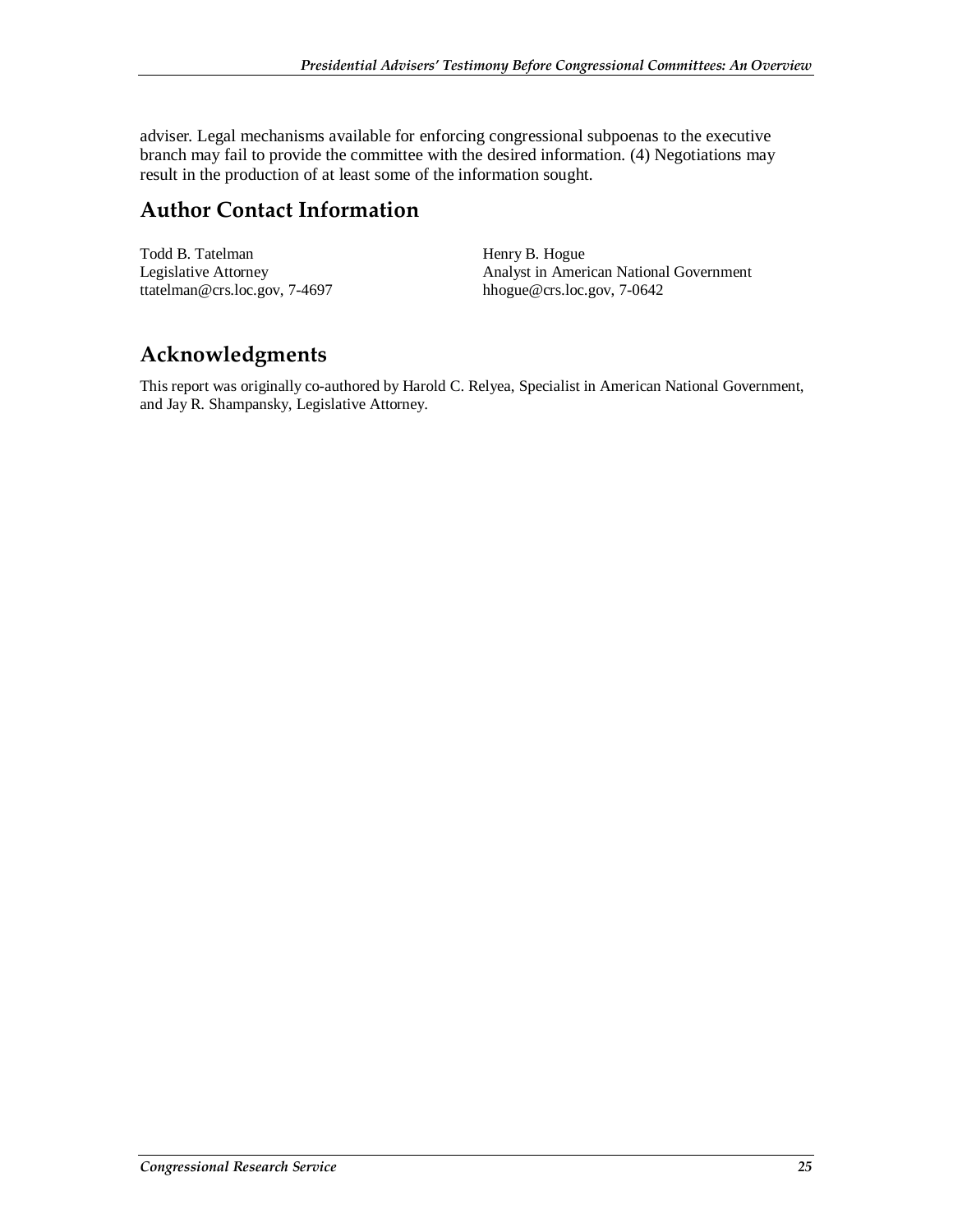adviser. Legal mechanisms available for enforcing congressional subpoenas to the executive branch may fail to provide the committee with the desired information. (4) Negotiations may result in the production of at least some of the information sought.

## Author Contact Information

Todd B. Tatelman
Legislative Attorney
ttatelman@crs.loc.gov, 7-4697

Henry B. Hogue
Analyst in American National Government
hhogue@crs.loc.gov, 7-0642

## Acknowledgments

This report was originally co-authored by Harold C. Relyea, Specialist in American National Government, and Jay R. Shampansky, Legislative Attorney.